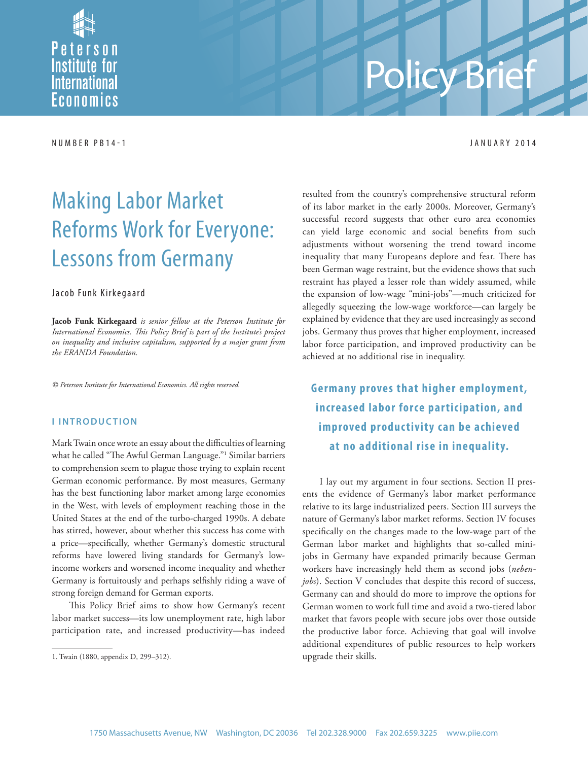Peterson Institute for International Economics

# Policy Brief

NUMBER PB14-1 JANUARY 2014

# Making Labor Market Reforms Work for Everyone: Lessons from Germany

Jacob Funk Kirkegaard

**Jacob Funk Kirkegaard** *is senior fellow at the Peterson Institute for International Economics. This Policy Brief is part of the Institute's project on inequality and inclusive capitalism, supported by a major grant from the ERANDA Foundation.*

*© Peterson Institute for International Economics. All rights reserved.*

## I INTRODUCTION

Mark Twain once wrote an essay about the difficulties of learning what he called "The Awful German Language."[1] Similar barriers to comprehension seem to plague those trying to explain recent German economic performance. By most measures, Germany has the best functioning labor market among large economies in the West, with levels of employment reaching those in the United States at the end of the turbo-charged 1990s. A debate has stirred, however, about whether this success has come with a price—specifically, whether Germany's domestic structural reforms have lowered living standards for Germany's low-income workers and worsened income inequality and whether Germany is fortuitously and perhaps selfishly riding a wave of strong foreign demand for German exports.

This Policy Brief aims to show how Germany's recent labor market success—its low unemployment rate, high labor participation rate, and increased productivity—has indeed resulted from the country's comprehensive structural reform of its labor market in the early 2000s. Moreover, Germany's successful record suggests that other euro area economies can yield large economic and social benefits from such adjustments without worsening the trend toward income inequality that many Europeans deplore and fear. There has been German wage restraint, but the evidence shows that such restraint has played a lesser role than widely assumed, while the expansion of low-wage "mini-jobs"—much criticized for allegedly squeezing the low-wage workforce—can largely be explained by evidence that they are used increasingly as second jobs. Germany thus proves that higher employment, increased labor force participation, and improved productivity can be achieved at no additional rise in inequality.

**Germany proves that higher employment, increased labor force participation, and improved productivity can be achieved at no additional rise in inequality.**

I lay out my argument in four sections. Section II presents the evidence of Germany's labor market performance relative to its large industrialized peers. Section III surveys the nature of Germany's labor market reforms. Section IV focuses specifically on the changes made to the low-wage part of the German labor market and highlights that so-called mini-jobs in Germany have expanded primarily because German workers have increasingly held them as second jobs (*neben-jobs*). Section V concludes that despite this record of success, Germany can and should do more to improve the options for German women to work full time and avoid a two-tiered labor market that favors people with secure jobs over those outside the productive labor force. Achieving that goal will involve additional expenditures of public resources to help workers upgrade their skills.

1. Twain (1880, appendix D, 299–312).

1750 Massachusetts Avenue, NW Washington, DC 20036 Tel 202.328.9000 Fax 202.659.3225 www.piie.com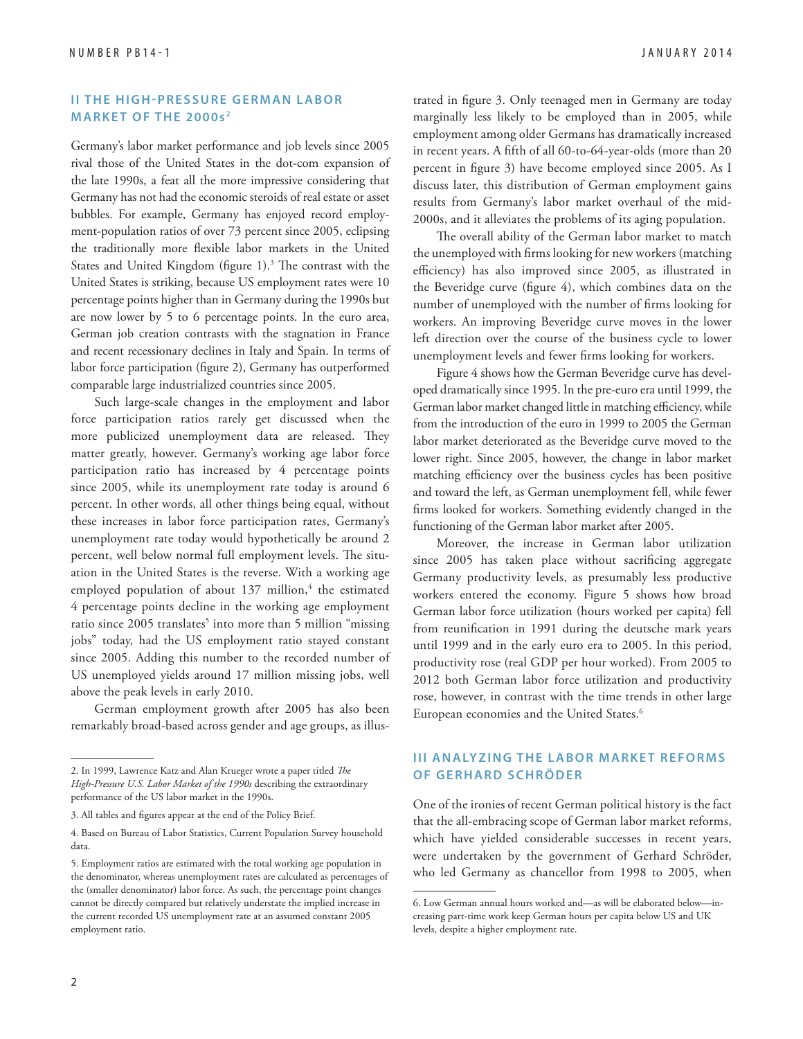## II THE HIGH-PRESSURE GERMAN LABOR MARKET OF THE 2000s[2]

Germany's labor market performance and job levels since 2005 rival those of the United States in the dot-com expansion of the late 1990s, a feat all the more impressive considering that Germany has not had the economic steroids of real estate or asset bubbles. For example, Germany has enjoyed record employment-population ratios of over 73 percent since 2005, eclipsing the traditionally more flexible labor markets in the United States and United Kingdom (figure 1).[3] The contrast with the United States is striking, because US employment rates were 10 percentage points higher than in Germany during the 1990s but are now lower by 5 to 6 percentage points. In the euro area, German job creation contrasts with the stagnation in France and recent recessionary declines in Italy and Spain. In terms of labor force participation (figure 2), Germany has outperformed comparable large industrialized countries since 2005.

Such large-scale changes in the employment and labor force participation ratios rarely get discussed when the more publicized unemployment data are released. They matter greatly, however. Germany's working age labor force participation ratio has increased by 4 percentage points since 2005, while its unemployment rate today is around 6 percent. In other words, all other things being equal, without these increases in labor force participation rates, Germany's unemployment rate today would hypothetically be around 2 percent, well below normal full employment levels. The situation in the United States is the reverse. With a working age employed population of about 137 million,[4] the estimated 4 percentage points decline in the working age employment ratio since 2005 translates[5] into more than 5 million "missing jobs" today, had the US employment ratio stayed constant since 2005. Adding this number to the recorded number of US unemployed yields around 17 million missing jobs, well above the peak levels in early 2010.

German employment growth after 2005 has also been remarkably broad-based across gender and age groups, as illustrated in figure 3. Only teenaged men in Germany are today marginally less likely to be employed than in 2005, while employment among older Germans has dramatically increased in recent years. A fifth of all 60-to-64-year-olds (more than 20 percent in figure 3) have become employed since 2005. As I discuss later, this distribution of German employment gains results from Germany's labor market overhaul of the mid-2000s, and it alleviates the problems of its aging population.

The overall ability of the German labor market to match the unemployed with firms looking for new workers (matching efficiency) has also improved since 2005, as illustrated in the Beveridge curve (figure 4), which combines data on the number of unemployed with the number of firms looking for workers. An improving Beveridge curve moves in the lower left direction over the course of the business cycle to lower unemployment levels and fewer firms looking for workers.

Figure 4 shows how the German Beveridge curve has developed dramatically since 1995. In the pre-euro era until 1999, the German labor market changed little in matching efficiency, while from the introduction of the euro in 1999 to 2005 the German labor market deteriorated as the Beveridge curve moved to the lower right. Since 2005, however, the change in labor market matching efficiency over the business cycles has been positive and toward the left, as German unemployment fell, while fewer firms looked for workers. Something evidently changed in the functioning of the German labor market after 2005.

Moreover, the increase in German labor utilization since 2005 has taken place without sacrificing aggregate Germany productivity levels, as presumably less productive workers entered the economy. Figure 5 shows how broad German labor force utilization (hours worked per capita) fell from reunification in 1991 during the deutsche mark years until 1999 and in the early euro era to 2005. In this period, productivity rose (real GDP per hour worked). From 2005 to 2012 both German labor force utilization and productivity rose, however, in contrast with the time trends in other large European economies and the United States.[6]

## III ANALYZING THE LABOR MARKET REFORMS OF GERHARD SCHRÖDER

One of the ironies of recent German political history is the fact that the all-embracing scope of German labor market reforms, which have yielded considerable successes in recent years, were undertaken by the government of Gerhard Schröder, who led Germany as chancellor from 1998 to 2005, when

---

2. In 1999, Lawrence Katz and Alan Krueger wrote a paper titled *The High-Pressure U.S. Labor Market of the 1990s* describing the extraordinary performance of the US labor market in the 1990s.

3. All tables and figures appear at the end of the Policy Brief.

4. Based on Bureau of Labor Statistics, Current Population Survey household data.

5. Employment ratios are estimated with the total working age population in the denominator, whereas unemployment rates are calculated as percentages of the (smaller denominator) labor force. As such, the percentage point changes cannot be directly compared but relatively understate the implied increase in the current recorded US unemployment rate at an assumed constant 2005 employment ratio.

6. Low German annual hours worked and—as will be elaborated below—increasing part-time work keep German hours per capita below US and UK levels, despite a higher employment rate.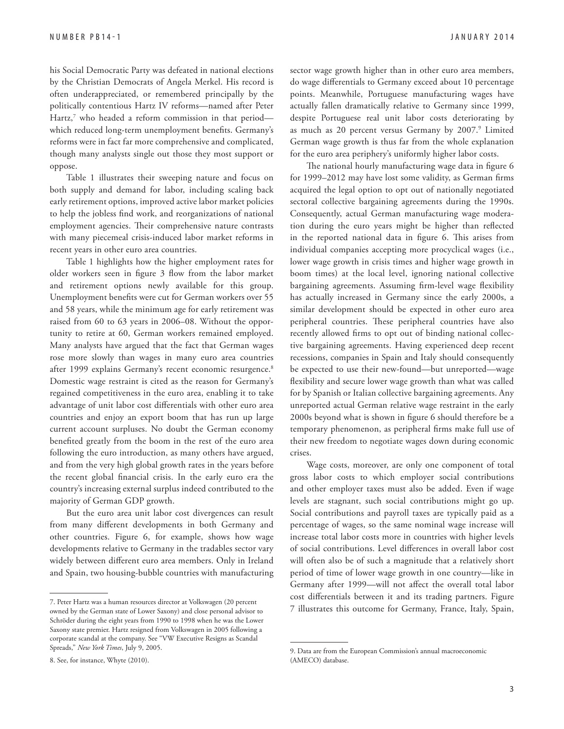his Social Democratic Party was defeated in national elections by the Christian Democrats of Angela Merkel. His record is often underappreciated, or remembered principally by the politically contentious Hartz IV reforms—named after Peter Hartz,[7] who headed a reform commission in that period—which reduced long-term unemployment benefits. Germany's reforms were in fact far more comprehensive and complicated, though many analysts single out those they most support or oppose.

Table 1 illustrates their sweeping nature and focus on both supply and demand for labor, including scaling back early retirement options, improved active labor market policies to help the jobless find work, and reorganizations of national employment agencies. Their comprehensive nature contrasts with many piecemeal crisis-induced labor market reforms in recent years in other euro area countries.

Table 1 highlights how the higher employment rates for older workers seen in figure 3 flow from the labor market and retirement options newly available for this group. Unemployment benefits were cut for German workers over 55 and 58 years, while the minimum age for early retirement was raised from 60 to 63 years in 2006–08. Without the opportunity to retire at 60, German workers remained employed. Many analysts have argued that the fact that German wages rose more slowly than wages in many euro area countries after 1999 explains Germany's recent economic resurgence.[8] Domestic wage restraint is cited as the reason for Germany's regained competitiveness in the euro area, enabling it to take advantage of unit labor cost differentials with other euro area countries and enjoy an export boom that has run up large current account surpluses. No doubt the German economy benefited greatly from the boom in the rest of the euro area following the euro introduction, as many others have argued, and from the very high global growth rates in the years before the recent global financial crisis. In the early euro era the country's increasing external surplus indeed contributed to the majority of German GDP growth.

But the euro area unit labor cost divergences can result from many different developments in both Germany and other countries. Figure 6, for example, shows how wage developments relative to Germany in the tradables sector vary widely between different euro area members. Only in Ireland and Spain, two housing-bubble countries with manufacturing sector wage growth higher than in other euro area members, do wage differentials to Germany exceed about 10 percentage points. Meanwhile, Portuguese manufacturing wages have actually fallen dramatically relative to Germany since 1999, despite Portuguese real unit labor costs deteriorating by as much as 20 percent versus Germany by 2007.[9] Limited German wage growth is thus far from the whole explanation for the euro area periphery's uniformly higher labor costs.

The national hourly manufacturing wage data in figure 6 for 1999–2012 may have lost some validity, as German firms acquired the legal option to opt out of nationally negotiated sectoral collective bargaining agreements during the 1990s. Consequently, actual German manufacturing wage moderation during the euro years might be higher than reflected in the reported national data in figure 6. This arises from individual companies accepting more procyclical wages (i.e., lower wage growth in crisis times and higher wage growth in boom times) at the local level, ignoring national collective bargaining agreements. Assuming firm-level wage flexibility has actually increased in Germany since the early 2000s, a similar development should be expected in other euro area peripheral countries. These peripheral countries have also recently allowed firms to opt out of binding national collective bargaining agreements. Having experienced deep recent recessions, companies in Spain and Italy should consequently be expected to use their new-found—but unreported—wage flexibility and secure lower wage growth than what was called for by Spanish or Italian collective bargaining agreements. Any unreported actual German relative wage restraint in the early 2000s beyond what is shown in figure 6 should therefore be a temporary phenomenon, as peripheral firms make full use of their new freedom to negotiate wages down during economic crises.

Wage costs, moreover, are only one component of total gross labor costs to which employer social contributions and other employer taxes must also be added. Even if wage levels are stagnant, such social contributions might go up. Social contributions and payroll taxes are typically paid as a percentage of wages, so the same nominal wage increase will increase total labor costs more in countries with higher levels of social contributions. Level differences in overall labor cost will often also be of such a magnitude that a relatively short period of time of lower wage growth in one country—like in Germany after 1999—will not affect the overall total labor cost differentials between it and its trading partners. Figure 7 illustrates this outcome for Germany, France, Italy, Spain,

---

7. Peter Hartz was a human resources director at Volkswagen (20 percent owned by the German state of Lower Saxony) and close personal advisor to Schröder during the eight years from 1990 to 1998 when he was the Lower Saxony state premier. Hartz resigned from Volkswagen in 2005 following a corporate scandal at the company. See "VW Executive Resigns as Scandal Spreads," *New York Times*, July 9, 2005.

8. See, for instance, Whyte (2010).

9. Data are from the European Commission's annual macroeconomic (AMECO) database.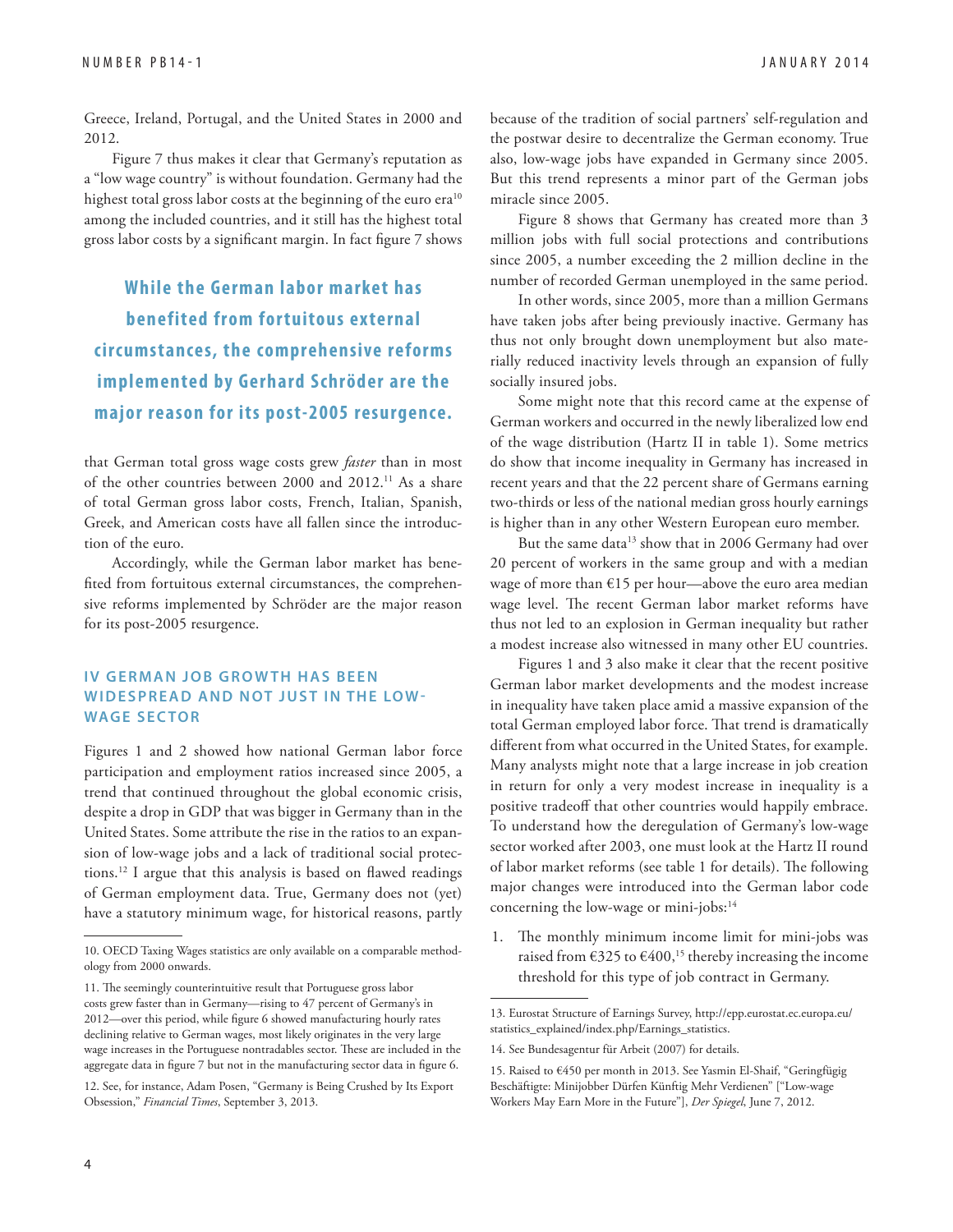Greece, Ireland, Portugal, and the United States in 2000 and 2012.

Figure 7 thus makes it clear that Germany's reputation as a "low wage country" is without foundation. Germany had the highest total gross labor costs at the beginning of the euro era[10] among the included countries, and it still has the highest total gross labor costs by a significant margin. In fact figure 7 shows that German total gross wage costs grew *faster* than in most of the other countries between 2000 and 2012.[11] As a share of total German gross labor costs, French, Italian, Spanish, Greek, and American costs have all fallen since the introduction of the euro.

**While the German labor market has benefited from fortuitous external circumstances, the comprehensive reforms implemented by Gerhard Schröder are the major reason for its post-2005 resurgence.**

Accordingly, while the German labor market has benefited from fortuitous external circumstances, the comprehensive reforms implemented by Schröder are the major reason for its post-2005 resurgence.

## IV GERMAN JOB GROWTH HAS BEEN WIDESPREAD AND NOT JUST IN THE LOW-WAGE SECTOR

Figures 1 and 2 showed how national German labor force participation and employment ratios increased since 2005, a trend that continued throughout the global economic crisis, despite a drop in GDP that was bigger in Germany than in the United States. Some attribute the rise in the ratios to an expansion of low-wage jobs and a lack of traditional social protections.[12] I argue that this analysis is based on flawed readings of German employment data. True, Germany does not (yet) have a statutory minimum wage, for historical reasons, partly because of the tradition of social partners' self-regulation and the postwar desire to decentralize the German economy. True also, low-wage jobs have expanded in Germany since 2005. But this trend represents a minor part of the German jobs miracle since 2005.

Figure 8 shows that Germany has created more than 3 million jobs with full social protections and contributions since 2005, a number exceeding the 2 million decline in the number of recorded German unemployed in the same period.

In other words, since 2005, more than a million Germans have taken jobs after being previously inactive. Germany has thus not only brought down unemployment but also materially reduced inactivity levels through an expansion of fully socially insured jobs.

Some might note that this record came at the expense of German workers and occurred in the newly liberalized low end of the wage distribution (Hartz II in table 1). Some metrics do show that income inequality in Germany has increased in recent years and that the 22 percent share of Germans earning two-thirds or less of the national median gross hourly earnings is higher than in any other Western European euro member.

But the same data[13] show that in 2006 Germany had over 20 percent of workers in the same group and with a median wage of more than €15 per hour—above the euro area median wage level. The recent German labor market reforms have thus not led to an explosion in German inequality but rather a modest increase also witnessed in many other EU countries.

Figures 1 and 3 also make it clear that the recent positive German labor market developments and the modest increase in inequality have taken place amid a massive expansion of the total German employed labor force. That trend is dramatically different from what occurred in the United States, for example. Many analysts might note that a large increase in job creation in return for only a very modest increase in inequality is a positive tradeoff that other countries would happily embrace. To understand how the deregulation of Germany's low-wage sector worked after 2003, one must look at the Hartz II round of labor market reforms (see table 1 for details). The following major changes were introduced into the German labor code concerning the low-wage or mini-jobs:[14]

1. The monthly minimum income limit for mini-jobs was raised from €325 to €400,[15] thereby increasing the income threshold for this type of job contract in Germany.

---

10. OECD Taxing Wages statistics are only available on a comparable methodology from 2000 onwards.

11. The seemingly counterintuitive result that Portuguese gross labor costs grew faster than in Germany—rising to 47 percent of Germany's in 2012—over this period, while figure 6 showed manufacturing hourly rates declining relative to German wages, most likely originates in the very large wage increases in the Portuguese nontradables sector. These are included in the aggregate data in figure 7 but not in the manufacturing sector data in figure 6.

12. See, for instance, Adam Posen, "Germany is Being Crushed by Its Export Obsession," *Financial Times*, September 3, 2013.

13. Eurostat Structure of Earnings Survey, http://epp.eurostat.ec.europa.eu/statistics_explained/index.php/Earnings_statistics.

14. See Bundesagentur für Arbeit (2007) for details.

15. Raised to €450 per month in 2013. See Yasmin El-Shaif, "Geringfügig Beschäftigte: Minijobber Dürfen Künftig Mehr Verdienen" ["Low-wage Workers May Earn More in the Future"], *Der Spiegel*, June 7, 2012.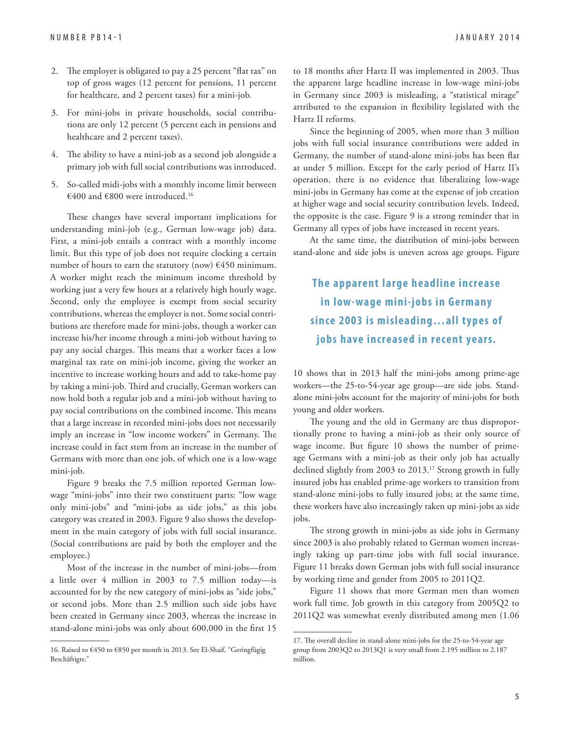2. The employer is obligated to pay a 25 percent "flat tax" on top of gross wages (12 percent for pensions, 11 percent for healthcare, and 2 percent taxes) for a mini-job.
3. For mini-jobs in private households, social contributions are only 12 percent (5 percent each in pensions and healthcare and 2 percent taxes).
4. The ability to have a mini-job as a second job alongside a primary job with full social contributions was introduced.
5. So-called midi-jobs with a monthly income limit between €400 and €800 were introduced.[16]

These changes have several important implications for understanding mini-job (e.g., German low-wage job) data. First, a mini-job entails a contract with a monthly income limit. But this type of job does not require clocking a certain number of hours to earn the statutory (now) €450 minimum. A worker might reach the minimum income threshold by working just a very few hours at a relatively high hourly wage. Second, only the employee is exempt from social security contributions, whereas the employer is not. Some social contributions are therefore made for mini-jobs, though a worker can increase his/her income through a mini-job without having to pay any social charges. This means that a worker faces a low marginal tax rate on mini-job income, giving the worker an incentive to increase working hours and add to take-home pay by taking a mini-job. Third and crucially, German workers can now hold both a regular job and a mini-job without having to pay social contributions on the combined income. This means that a large increase in recorded mini-jobs does not necessarily imply an increase in "low income workers" in Germany. The increase could in fact stem from an increase in the number of Germans with more than one job, of which one is a low-wage mini-job.

Figure 9 breaks the 7.5 million reported German low-wage "mini-jobs" into their two constituent parts: "low wage only mini-jobs" and "mini-jobs as side jobs," as this jobs category was created in 2003. Figure 9 also shows the development in the main category of jobs with full social insurance. (Social contributions are paid by both the employer and the employee.)

Most of the increase in the number of mini-jobs—from a little over 4 million in 2003 to 7.5 million today—is accounted for by the new category of mini-jobs as "side jobs," or second jobs. More than 2.5 million such side jobs have been created in Germany since 2003, whereas the increase in stand-alone mini-jobs was only about 600,000 in the first 15 to 18 months after Hartz II was implemented in 2003. Thus the apparent large headline increase in low-wage mini-jobs in Germany since 2003 is misleading, a "statistical mirage" attributed to the expansion in flexibility legislated with the Hartz II reforms.

Since the beginning of 2005, when more than 3 million jobs with full social insurance contributions were added in Germany, the number of stand-alone mini-jobs has been flat at under 5 million. Except for the early period of Hartz II's operation, there is no evidence that liberalizing low-wage mini-jobs in Germany has come at the expense of job creation at higher wage and social security contribution levels. Indeed, the opposite is the case. Figure 9 is a strong reminder that in Germany all types of jobs have increased in recent years.

At the same time, the distribution of mini-jobs between stand-alone and side jobs is uneven across age groups. Figure 10 shows that in 2013 half the mini-jobs among prime-age workers—the 25-to-54-year age group—are side jobs. Stand-alone mini-jobs account for the majority of mini-jobs for both young and older workers.

**The apparent large headline increase in low-wage mini-jobs in Germany since 2003 is misleading...all types of jobs have increased in recent years.**

The young and the old in Germany are thus disproportionally prone to having a mini-job as their only source of wage income. But figure 10 shows the number of prime-age Germans with a mini-job as their only job has actually declined slightly from 2003 to 2013.[17] Strong growth in fully insured jobs has enabled prime-age workers to transition from stand-alone mini-jobs to fully insured jobs; at the same time, these workers have also increasingly taken up mini-jobs as side jobs.

The strong growth in mini-jobs as side jobs in Germany since 2003 is also probably related to German women increasingly taking up part-time jobs with full social insurance. Figure 11 breaks down German jobs with full social insurance by working time and gender from 2005 to 2011Q2.

Figure 11 shows that more German men than women work full time. Job growth in this category from 2005Q2 to 2011Q2 was somewhat evenly distributed among men (1.06

---

16. Raised to €450 to €850 per month in 2013. See El-Shaif, "Geringfügig Beschäftigte."

17. The overall decline in stand-alone mini-jobs for the 25-to-54-year age group from 2003Q2 to 2013Q1 is very small from 2.195 million to 2.187 million.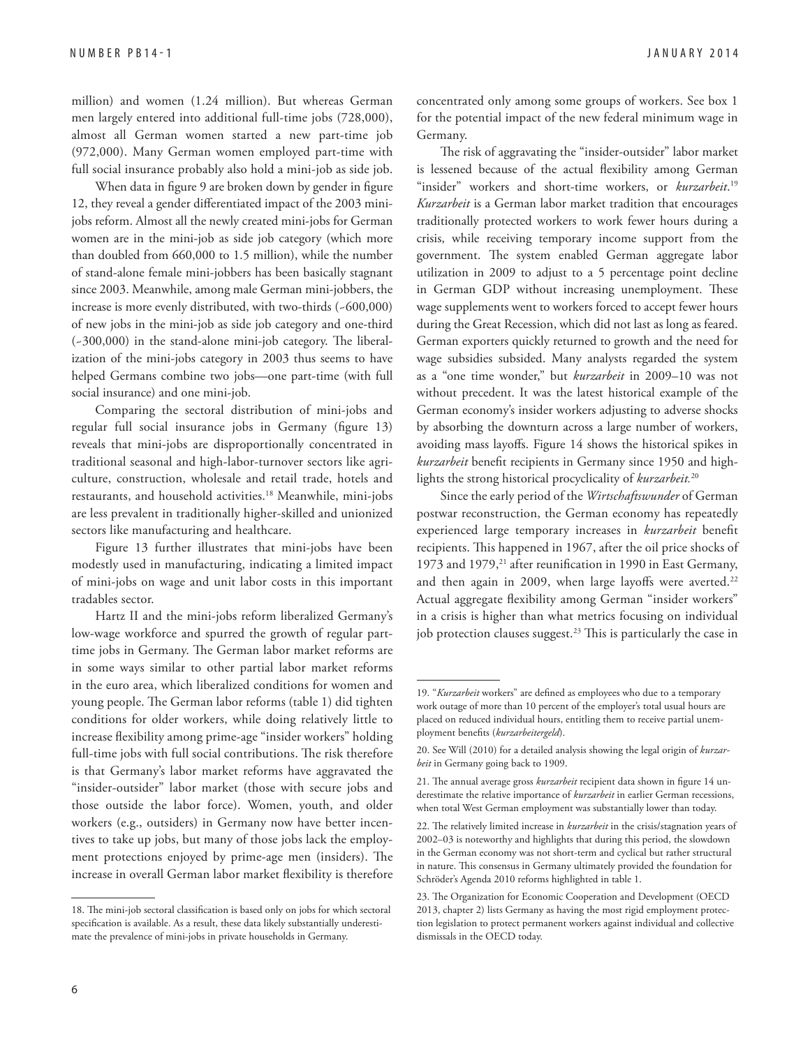million) and women (1.24 million). But whereas German men largely entered into additional full-time jobs (728,000), almost all German women started a new part-time job (972,000). Many German women employed part-time with full social insurance probably also hold a mini-job as side job.

When data in figure 9 are broken down by gender in figure 12, they reveal a gender differentiated impact of the 2003 mini-jobs reform. Almost all the newly created mini-jobs for German women are in the mini-job as side job category (which more than doubled from 660,000 to 1.5 million), while the number of stand-alone female mini-jobbers has been basically stagnant since 2003. Meanwhile, among male German mini-jobbers, the increase is more evenly distributed, with two-thirds (~600,000) of new jobs in the mini-job as side job category and one-third (~300,000) in the stand-alone mini-job category. The liberalization of the mini-jobs category in 2003 thus seems to have helped Germans combine two jobs—one part-time (with full social insurance) and one mini-job.

Comparing the sectoral distribution of mini-jobs and regular full social insurance jobs in Germany (figure 13) reveals that mini-jobs are disproportionally concentrated in traditional seasonal and high-labor-turnover sectors like agriculture, construction, wholesale and retail trade, hotels and restaurants, and household activities.[18] Meanwhile, mini-jobs are less prevalent in traditionally higher-skilled and unionized sectors like manufacturing and healthcare.

Figure 13 further illustrates that mini-jobs have been modestly used in manufacturing, indicating a limited impact of mini-jobs on wage and unit labor costs in this important tradables sector.

Hartz II and the mini-jobs reform liberalized Germany's low-wage workforce and spurred the growth of regular part-time jobs in Germany. The German labor market reforms are in some ways similar to other partial labor market reforms in the euro area, which liberalized conditions for women and young people. The German labor reforms (table 1) did tighten conditions for older workers, while doing relatively little to increase flexibility among prime-age "insider workers" holding full-time jobs with full social contributions. The risk therefore is that Germany's labor market reforms have aggravated the "insider-outsider" labor market (those with secure jobs and those outside the labor force). Women, youth, and older workers (e.g., outsiders) in Germany now have better incentives to take up jobs, but many of those jobs lack the employment protections enjoyed by prime-age men (insiders). The increase in overall German labor market flexibility is therefore concentrated only among some groups of workers. See box 1 for the potential impact of the new federal minimum wage in Germany.

The risk of aggravating the "insider-outsider" labor market is lessened because of the actual flexibility among German "insider" workers and short-time workers, or *kurzarbeit*.[19] *Kurzarbeit* is a German labor market tradition that encourages traditionally protected workers to work fewer hours during a crisis, while receiving temporary income support from the government. The system enabled German aggregate labor utilization in 2009 to adjust to a 5 percentage point decline in German GDP without increasing unemployment. These wage supplements went to workers forced to accept fewer hours during the Great Recession, which did not last as long as feared. German exporters quickly returned to growth and the need for wage subsidies subsided. Many analysts regarded the system as a "one time wonder," but *kurzarbeit* in 2009–10 was not without precedent. It was the latest historical example of the German economy's insider workers adjusting to adverse shocks by absorbing the downturn across a large number of workers, avoiding mass layoffs. Figure 14 shows the historical spikes in *kurzarbeit* benefit recipients in Germany since 1950 and highlights the strong historical procyclicality of *kurzarbeit*.[20]

Since the early period of the *Wirtschaftswunder* of German postwar reconstruction, the German economy has repeatedly experienced large temporary increases in *kurzarbeit* benefit recipients. This happened in 1967, after the oil price shocks of 1973 and 1979,[21] after reunification in 1990 in East Germany, and then again in 2009, when large layoffs were averted.[22] Actual aggregate flexibility among German "insider workers" in a crisis is higher than what metrics focusing on individual job protection clauses suggest.[23] This is particularly the case in

---

18. The mini-job sectoral classification is based only on jobs for which sectoral specification is available. As a result, these data likely substantially underestimate the prevalence of mini-jobs in private households in Germany.

19. "*Kurzarbeit* workers" are defined as employees who due to a temporary work outage of more than 10 percent of the employer's total usual hours are placed on reduced individual hours, entitling them to receive partial unemployment benefits (*kurzarbeitergeld*).

20. See Will (2010) for a detailed analysis showing the legal origin of *kurzarbeit* in Germany going back to 1909.

21. The annual average gross *kurzarbeit* recipient data shown in figure 14 underestimate the relative importance of *kurzarbeit* in earlier German recessions, when total West German employment was substantially lower than today.

22. The relatively limited increase in *kurzarbeit* in the crisis/stagnation years of 2002–03 is noteworthy and highlights that during this period, the slowdown in the German economy was not short-term and cyclical but rather structural in nature. This consensus in Germany ultimately provided the foundation for Schröder's Agenda 2010 reforms highlighted in table 1.

23. The Organization for Economic Cooperation and Development (OECD 2013, chapter 2) lists Germany as having the most rigid employment protection legislation to protect permanent workers against individual and collective dismissals in the OECD today.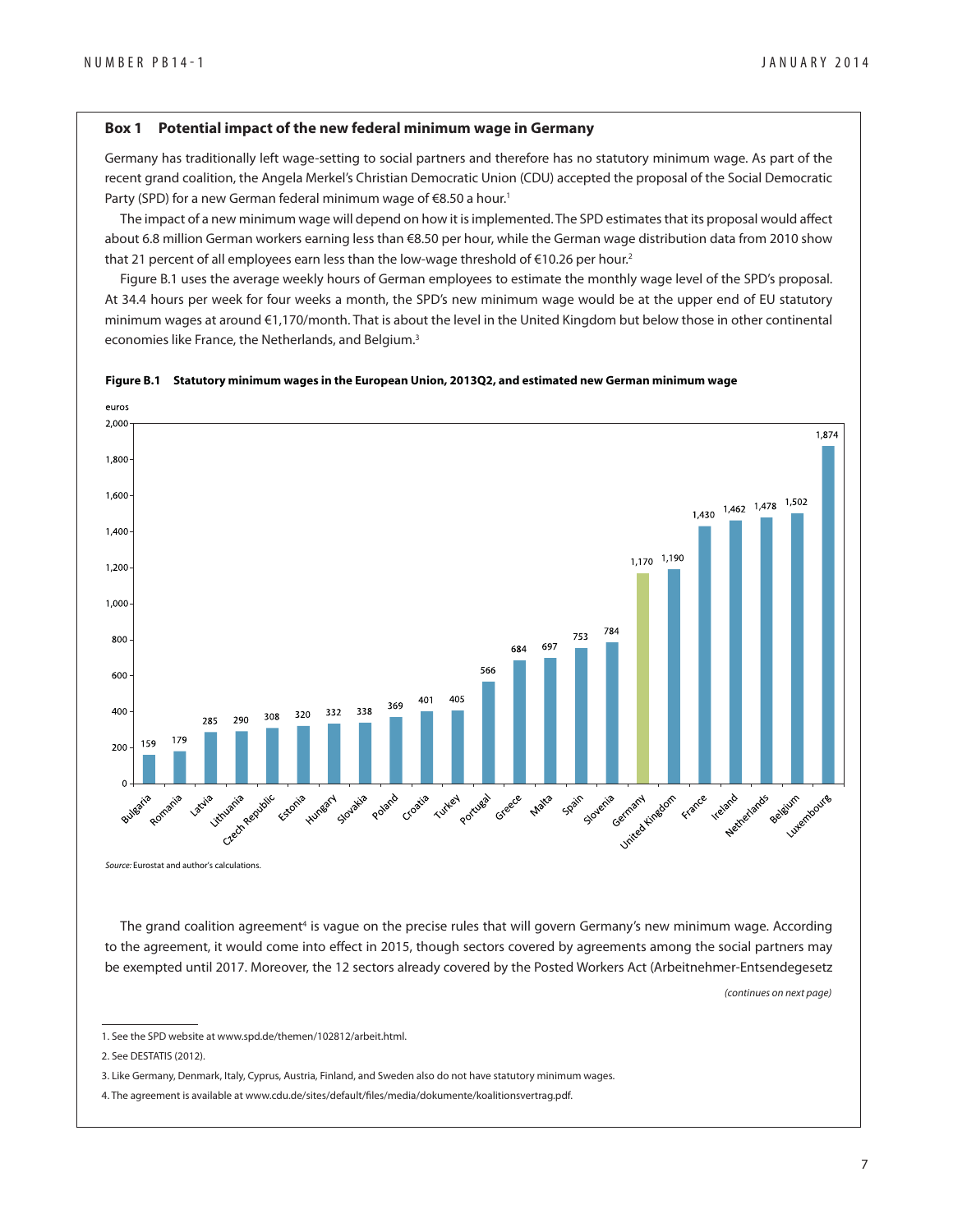### Box 1 Potential impact of the new federal minimum wage in Germany

Germany has traditionally left wage-setting to social partners and therefore has no statutory minimum wage. As part of the recent grand coalition, the Angela Merkel's Christian Democratic Union (CDU) accepted the proposal of the Social Democratic Party (SPD) for a new German federal minimum wage of €8.50 a hour.[1]

The impact of a new minimum wage will depend on how it is implemented. The SPD estimates that its proposal would affect about 6.8 million German workers earning less than €8.50 per hour, while the German wage distribution data from 2010 show that 21 percent of all employees earn less than the low-wage threshold of €10.26 per hour.[2]

Figure B.1 uses the average weekly hours of German employees to estimate the monthly wage level of the SPD's proposal. At 34.4 hours per week for four weeks a month, the SPD's new minimum wage would be at the upper end of EU statutory minimum wages at around €1,170/month. That is about the level in the United Kingdom but below those in other continental economies like France, the Netherlands, and Belgium.[3]

**Figure B.1 Statutory minimum wages in the European Union, 2013Q2, and estimated new German minimum wage**

| Country | euros |
|---|---|
| Bulgaria | 159 |
| Romania | 179 |
| Latvia | 285 |
| Lithuania | 290 |
| Czech Republic | 308 |
| Estonia | 320 |
| Hungary | 332 |
| Slovakia | 338 |
| Poland | 369 |
| Croatia | 401 |
| Turkey | 405 |
| Portugal | 566 |
| Greece | 684 |
| Malta | 697 |
| Spain | 753 |
| Slovenia | 784 |
| Germany | 1,170 |
| United Kingdom | 1,190 |
| France | 1,430 |
| Ireland | 1,462 |
| Netherlands | 1,478 |
| Belgium | 1,502 |
| Luxembourg | 1,874 |

*Source:* Eurostat and author's calculations.

The grand coalition agreement[4] is vague on the precise rules that will govern Germany's new minimum wage. According to the agreement, it would come into effect in 2015, though sectors covered by agreements among the social partners may be exempted until 2017. Moreover, the 12 sectors already covered by the Posted Workers Act (Arbeitnehmer-Entsendegesetz

*(continues on next page)*

1. See the SPD website at www.spd.de/themen/102812/arbeit.html.

2. See DESTATIS (2012).

3. Like Germany, Denmark, Italy, Cyprus, Austria, Finland, and Sweden also do not have statutory minimum wages.

4. The agreement is available at www.cdu.de/sites/default/files/media/dokumente/koalitionsvertrag.pdf.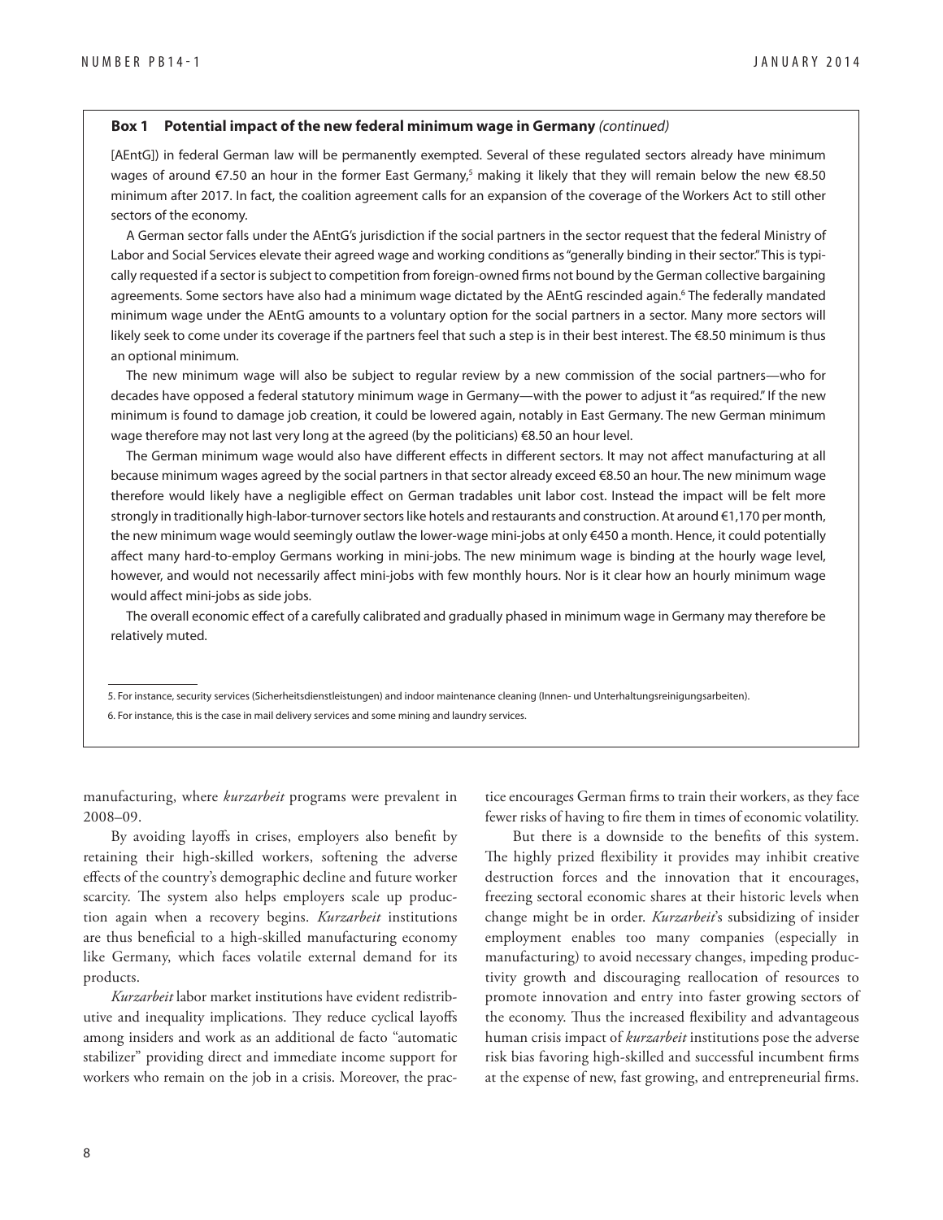**Box 1 Potential impact of the new federal minimum wage in Germany** *(continued)*

[AEntG]) in federal German law will be permanently exempted. Several of these regulated sectors already have minimum wages of around €7.50 an hour in the former East Germany,[5] making it likely that they will remain below the new €8.50 minimum after 2017. In fact, the coalition agreement calls for an expansion of the coverage of the Workers Act to still other sectors of the economy.

A German sector falls under the AEntG's jurisdiction if the social partners in the sector request that the federal Ministry of Labor and Social Services elevate their agreed wage and working conditions as "generally binding in their sector." This is typically requested if a sector is subject to competition from foreign-owned firms not bound by the German collective bargaining agreements. Some sectors have also had a minimum wage dictated by the AEntG rescinded again.[6] The federally mandated minimum wage under the AEntG amounts to a voluntary option for the social partners in a sector. Many more sectors will likely seek to come under its coverage if the partners feel that such a step is in their best interest. The €8.50 minimum is thus an optional minimum.

The new minimum wage will also be subject to regular review by a new commission of the social partners—who for decades have opposed a federal statutory minimum wage in Germany—with the power to adjust it "as required." If the new minimum is found to damage job creation, it could be lowered again, notably in East Germany. The new German minimum wage therefore may not last very long at the agreed (by the politicians) €8.50 an hour level.

The German minimum wage would also have different effects in different sectors. It may not affect manufacturing at all because minimum wages agreed by the social partners in that sector already exceed €8.50 an hour. The new minimum wage therefore would likely have a negligible effect on German tradables unit labor cost. Instead the impact will be felt more strongly in traditionally high-labor-turnover sectors like hotels and restaurants and construction. At around €1,170 per month, the new minimum wage would seemingly outlaw the lower-wage mini-jobs at only €450 a month. Hence, it could potentially affect many hard-to-employ Germans working in mini-jobs. The new minimum wage is binding at the hourly wage level, however, and would not necessarily affect mini-jobs with few monthly hours. Nor is it clear how an hourly minimum wage would affect mini-jobs as side jobs.

The overall economic effect of a carefully calibrated and gradually phased in minimum wage in Germany may therefore be relatively muted.

5. For instance, security services (Sicherheitsdienstleistungen) and indoor maintenance cleaning (Innen- und Unterhaltungsreinigungsarbeiten).

6. For instance, this is the case in mail delivery services and some mining and laundry services.

---

manufacturing, where *kurzarbeit* programs were prevalent in 2008–09.

By avoiding layoffs in crises, employers also benefit by retaining their high-skilled workers, softening the adverse effects of the country's demographic decline and future worker scarcity. The system also helps employers scale up production again when a recovery begins. *Kurzarbeit* institutions are thus beneficial to a high-skilled manufacturing economy like Germany, which faces volatile external demand for its products.

*Kurzarbeit* labor market institutions have evident redistributive and inequality implications. They reduce cyclical layoffs among insiders and work as an additional de facto "automatic stabilizer" providing direct and immediate income support for workers who remain on the job in a crisis. Moreover, the practice encourages German firms to train their workers, as they face fewer risks of having to fire them in times of economic volatility.

But there is a downside to the benefits of this system. The highly prized flexibility it provides may inhibit creative destruction forces and the innovation that it encourages, freezing sectoral economic shares at their historic levels when change might be in order. *Kurzarbeit*'s subsidizing of insider employment enables too many companies (especially in manufacturing) to avoid necessary changes, impeding productivity growth and discouraging reallocation of resources to promote innovation and entry into faster growing sectors of the economy. Thus the increased flexibility and advantageous human crisis impact of *kurzarbeit* institutions pose the adverse risk bias favoring high-skilled and successful incumbent firms at the expense of new, fast growing, and entrepreneurial firms.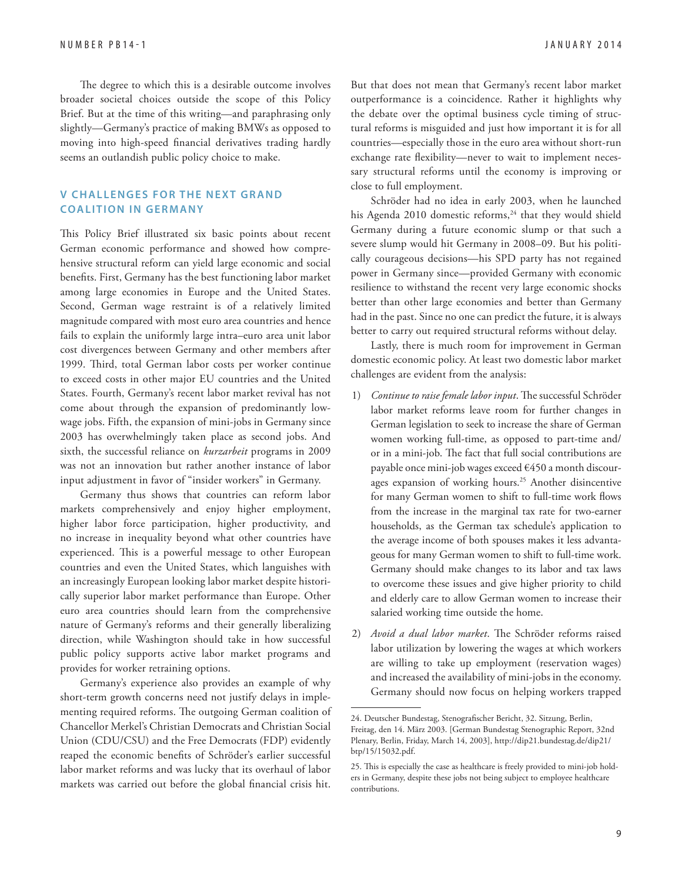The degree to which this is a desirable outcome involves broader societal choices outside the scope of this Policy Brief. But at the time of this writing—and paraphrasing only slightly—Germany's practice of making BMWs as opposed to moving into high-speed financial derivatives trading hardly seems an outlandish public policy choice to make.

## V CHALLENGES FOR THE NEXT GRAND COALITION IN GERMANY

This Policy Brief illustrated six basic points about recent German economic performance and showed how comprehensive structural reform can yield large economic and social benefits. First, Germany has the best functioning labor market among large economies in Europe and the United States. Second, German wage restraint is of a relatively limited magnitude compared with most euro area countries and hence fails to explain the uniformly large intra–euro area unit labor cost divergences between Germany and other members after 1999. Third, total German labor costs per worker continue to exceed costs in other major EU countries and the United States. Fourth, Germany's recent labor market revival has not come about through the expansion of predominantly low-wage jobs. Fifth, the expansion of mini-jobs in Germany since 2003 has overwhelmingly taken place as second jobs. And sixth, the successful reliance on *kurzarbeit* programs in 2009 was not an innovation but rather another instance of labor input adjustment in favor of "insider workers" in Germany.

Germany thus shows that countries can reform labor markets comprehensively and enjoy higher employment, higher labor force participation, higher productivity, and no increase in inequality beyond what other countries have experienced. This is a powerful message to other European countries and even the United States, which languishes with an increasingly European looking labor market despite historically superior labor market performance than Europe. Other euro area countries should learn from the comprehensive nature of Germany's reforms and their generally liberalizing direction, while Washington should take in how successful public policy supports active labor market programs and provides for worker retraining options.

Germany's experience also provides an example of why short-term growth concerns need not justify delays in implementing required reforms. The outgoing German coalition of Chancellor Merkel's Christian Democrats and Christian Social Union (CDU/CSU) and the Free Democrats (FDP) evidently reaped the economic benefits of Schröder's earlier successful labor market reforms and was lucky that its overhaul of labor markets was carried out before the global financial crisis hit. But that does not mean that Germany's recent labor market outperformance is a coincidence. Rather it highlights why the debate over the optimal business cycle timing of structural reforms is misguided and just how important it is for all countries—especially those in the euro area without short-run exchange rate flexibility—never to wait to implement necessary structural reforms until the economy is improving or close to full employment.

Schröder had no idea in early 2003, when he launched his Agenda 2010 domestic reforms,[24] that they would shield Germany during a future economic slump or that such a severe slump would hit Germany in 2008–09. But his politically courageous decisions—his SPD party has not regained power in Germany since—provided Germany with economic resilience to withstand the recent very large economic shocks better than other large economies and better than Germany had in the past. Since no one can predict the future, it is always better to carry out required structural reforms without delay.

Lastly, there is much room for improvement in German domestic economic policy. At least two domestic labor market challenges are evident from the analysis:

1) *Continue to raise female labor input*. The successful Schröder labor market reforms leave room for further changes in German legislation to seek to increase the share of German women working full-time, as opposed to part-time and/or in a mini-job. The fact that full social contributions are payable once mini-job wages exceed €450 a month discourages expansion of working hours.[25] Another disincentive for many German women to shift to full-time work flows from the increase in the marginal tax rate for two-earner households, as the German tax schedule's application to the average income of both spouses makes it less advantageous for many German women to shift to full-time work. Germany should make changes to its labor and tax laws to overcome these issues and give higher priority to child and elderly care to allow German women to increase their salaried working time outside the home.

2) *Avoid a dual labor market*. The Schröder reforms raised labor utilization by lowering the wages at which workers are willing to take up employment (reservation wages) and increased the availability of mini-jobs in the economy. Germany should now focus on helping workers trapped

---

24. Deutscher Bundestag, Stenografischer Bericht, 32. Sitzung, Berlin, Freitag, den 14. März 2003. [German Bundestag Stenographic Report, 32nd Plenary, Berlin, Friday, March 14, 2003], http://dip21.bundestag.de/dip21/btp/15/15032.pdf.

25. This is especially the case as healthcare is freely provided to mini-job holders in Germany, despite these jobs not being subject to employee healthcare contributions.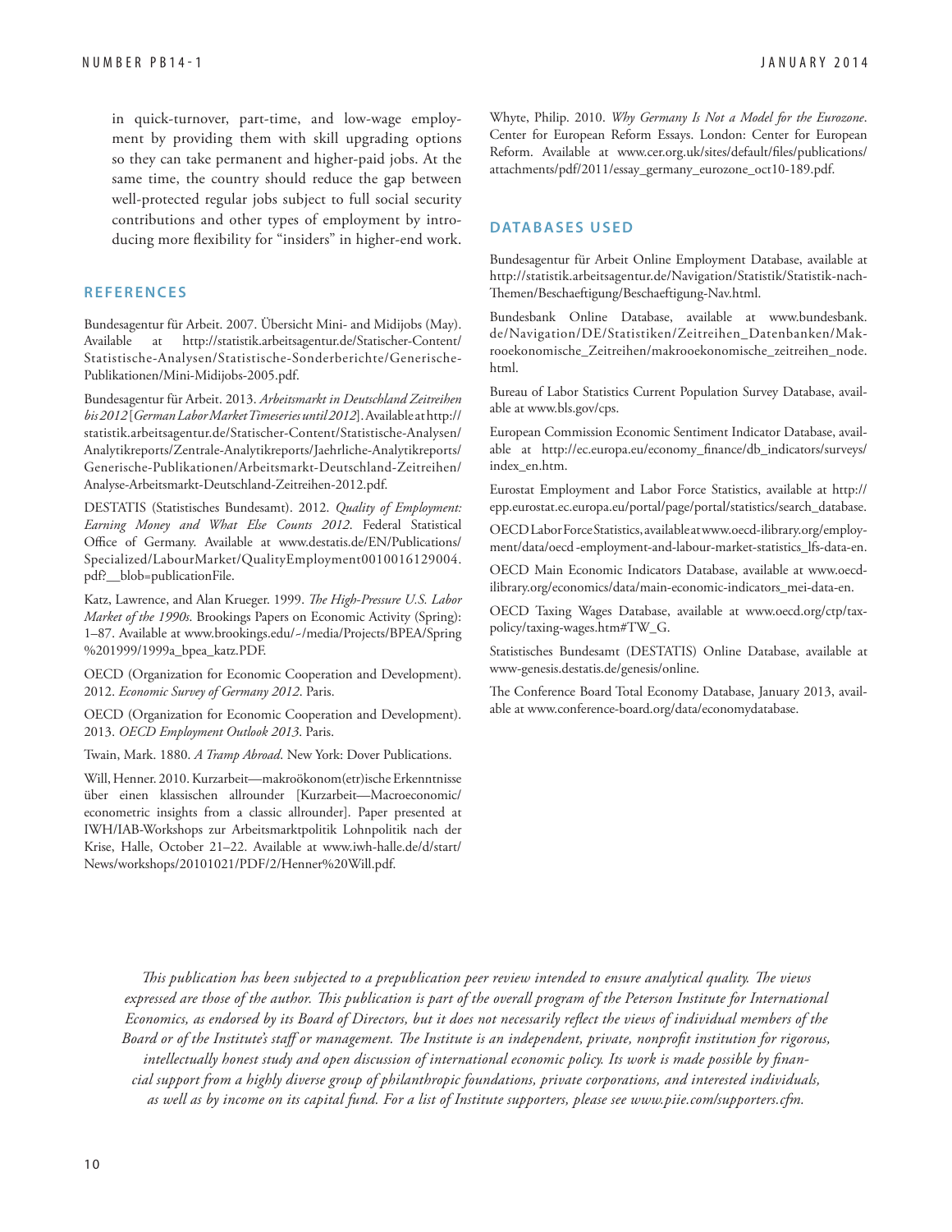in quick-turnover, part-time, and low-wage employment by providing them with skill upgrading options so they can take permanent and higher-paid jobs. At the same time, the country should reduce the gap between well-protected regular jobs subject to full social security contributions and other types of employment by introducing more flexibility for "insiders" in higher-end work.

## REFERENCES

Bundesagentur für Arbeit. 2007. Übersicht Mini- and Midijobs (May). Available at http://statistik.arbeitsagentur.de/Statischer-Content/Statistische-Analysen/Statistische-Sonderberichte/Generische-Publikationen/Mini-Midijobs-2005.pdf.

Bundesagentur für Arbeit. 2013. *Arbeitsmarkt in Deutschland Zeitreihen bis 2012* [*German Labor Market Timeseries until 2012*]. Available at http://statistik.arbeitsagentur.de/Statischer-Content/Statistische-Analysen/Analytikreports/Zentrale-Analytikreports/Jaehrliche-Analytikreports/Generische-Publikationen/Arbeitsmarkt-Deutschland-Zeitreihen/Analyse-Arbeitsmarkt-Deutschland-Zeitreihen-2012.pdf.

DESTATIS (Statistisches Bundesamt). 2012. *Quality of Employment: Earning Money and What Else Counts 2012*. Federal Statistical Office of Germany. Available at www.destatis.de/EN/Publications/Specialized/LabourMarket/QualityEmployment0010016129004.pdf?__blob=publicationFile.

Katz, Lawrence, and Alan Krueger. 1999. *The High-Pressure U.S. Labor Market of the 1990s*. Brookings Papers on Economic Activity (Spring): 1–87. Available at www.brookings.edu/~/media/Projects/BPEA/Spring%201999/1999a_bpea_katz.PDF.

OECD (Organization for Economic Cooperation and Development). 2012. *Economic Survey of Germany 2012*. Paris.

OECD (Organization for Economic Cooperation and Development). 2013. *OECD Employment Outlook 2013*. Paris.

Twain, Mark. 1880. *A Tramp Abroad*. New York: Dover Publications.

Will, Henner. 2010. Kurzarbeit—makroökonom(etr)ische Erkenntnisse über einen klassischen allrounder [Kurzarbeit—Macroeconomic/econometric insights from a classic allrounder]. Paper presented at IWH/IAB-Workshops zur Arbeitsmarktpolitik Lohnpolitik nach der Krise, Halle, October 21–22. Available at www.iwh-halle.de/d/start/News/workshops/20101021/PDF/2/Henner%20Will.pdf.

Whyte, Philip. 2010. *Why Germany Is Not a Model for the Eurozone*. Center for European Reform Essays. London: Center for European Reform. Available at www.cer.org.uk/sites/default/files/publications/attachments/pdf/2011/essay_germany_eurozone_oct10-189.pdf.

## DATABASES USED

Bundesagentur für Arbeit Online Employment Database, available at http://statistik.arbeitsagentur.de/Navigation/Statistik/Statistik-nach-Themen/Beschaeftigung/Beschaeftigung-Nav.html.

Bundesbank Online Database, available at www.bundesbank.de/Navigation/DE/Statistiken/Zeitreihen_Datenbanken/Makrooekonomische_Zeitreihen/makrooekonomische_zeitreihen_node.html.

Bureau of Labor Statistics Current Population Survey Database, available at www.bls.gov/cps.

European Commission Economic Sentiment Indicator Database, available at http://ec.europa.eu/economy_finance/db_indicators/surveys/index_en.htm.

Eurostat Employment and Labor Force Statistics, available at http://epp.eurostat.ec.europa.eu/portal/page/portal/statistics/search_database.

OECD Labor Force Statistics, available at www.oecd-ilibrary.org/employment/data/oecd-employment-and-labour-market-statistics_lfs-data-en.

OECD Main Economic Indicators Database, available at www.oecd-ilibrary.org/economics/data/main-economic-indicators_mei-data-en.

OECD Taxing Wages Database, available at www.oecd.org/ctp/tax-policy/taxing-wages.htm#TW_G.

Statistisches Bundesamt (DESTATIS) Online Database, available at www-genesis.destatis.de/genesis/online.

The Conference Board Total Economy Database, January 2013, available at www.conference-board.org/data/economydatabase.

*This publication has been subjected to a prepublication peer review intended to ensure analytical quality. The views expressed are those of the author. This publication is part of the overall program of the Peterson Institute for International Economics, as endorsed by its Board of Directors, but it does not necessarily reflect the views of individual members of the Board or of the Institute's staff or management. The Institute is an independent, private, nonprofit institution for rigorous, intellectually honest study and open discussion of international economic policy. Its work is made possible by financial support from a highly diverse group of philanthropic foundations, private corporations, and interested individuals, as well as by income on its capital fund. For a list of Institute supporters, please see www.piie.com/supporters.cfm.*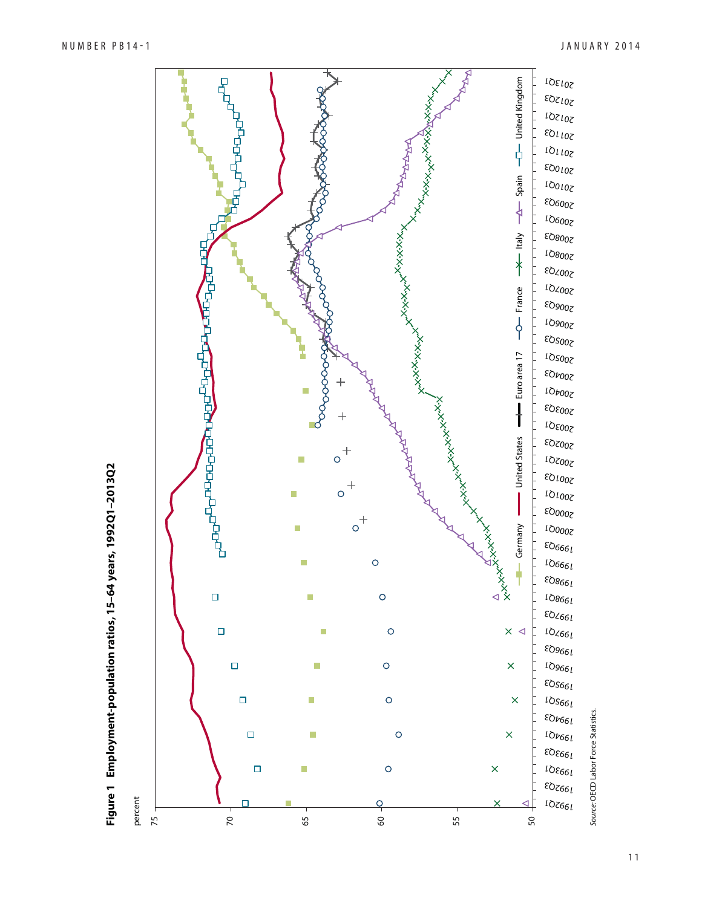**Figure 1 Employment-population ratios, 15–64 years, 1992Q1–2013Q2**

percent

75, 70, 65, 60, 55, 50

1992Q1, 1992Q3, 1993Q1, 1993Q3, 1994Q1, 1994Q3, 1995Q1, 1995Q3, 1996Q1, 1996Q3, 1997Q1, 1997Q3, 1998Q1, 1998Q3, 1999Q1, 1999Q3, 2000Q1, 2000Q3, 2001Q1, 2001Q3, 2002Q1, 2002Q3, 2003Q1, 2003Q3, 2004Q1, 2004Q3, 2005Q1, 2005Q3, 2006Q1, 2006Q3, 2007Q1, 2007Q3, 2008Q1, 2008Q3, 2009Q1, 2009Q3, 2010Q1, 2010Q3, 2011Q1, 2011Q3, 2012Q1, 2012Q3, 2013Q1

Germany — United States — Euro area 17 — France — Italy — Spain — United Kingdom

*Source:* OECD Labor Force Statistics.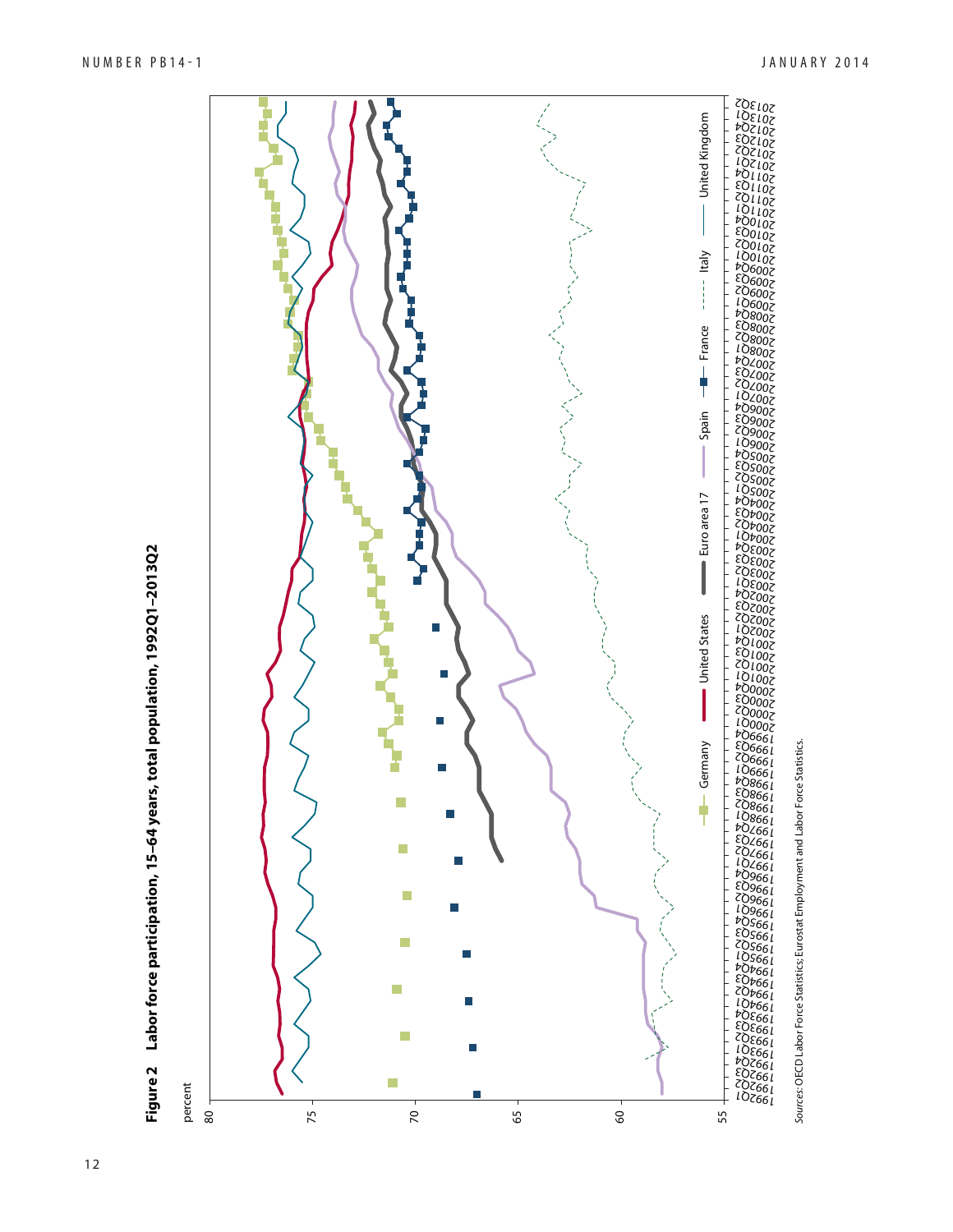**Figure 2 Labor force participation, 15–64 years, total population, 1992Q1–2013Q2**

percent

Legend: Germany, United States, Euro area 17, Spain, France, Italy, United Kingdom

*Sources:* OECD Labor Force Statistics; Eurostat Employment and Labor Force Statistics.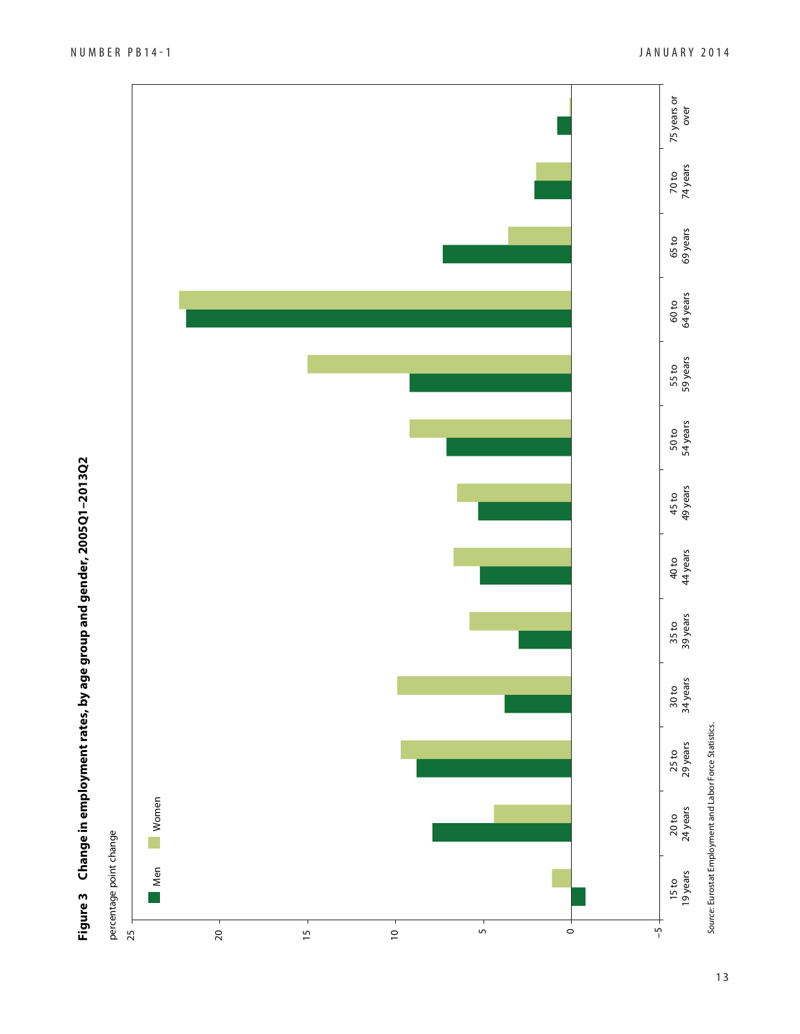**Figure 3 Change in employment rates, by age group and gender, 2005Q1–2013Q2**

percentage point change

Men | Women

Source: Eurostat Employment and Labor Force Statistics.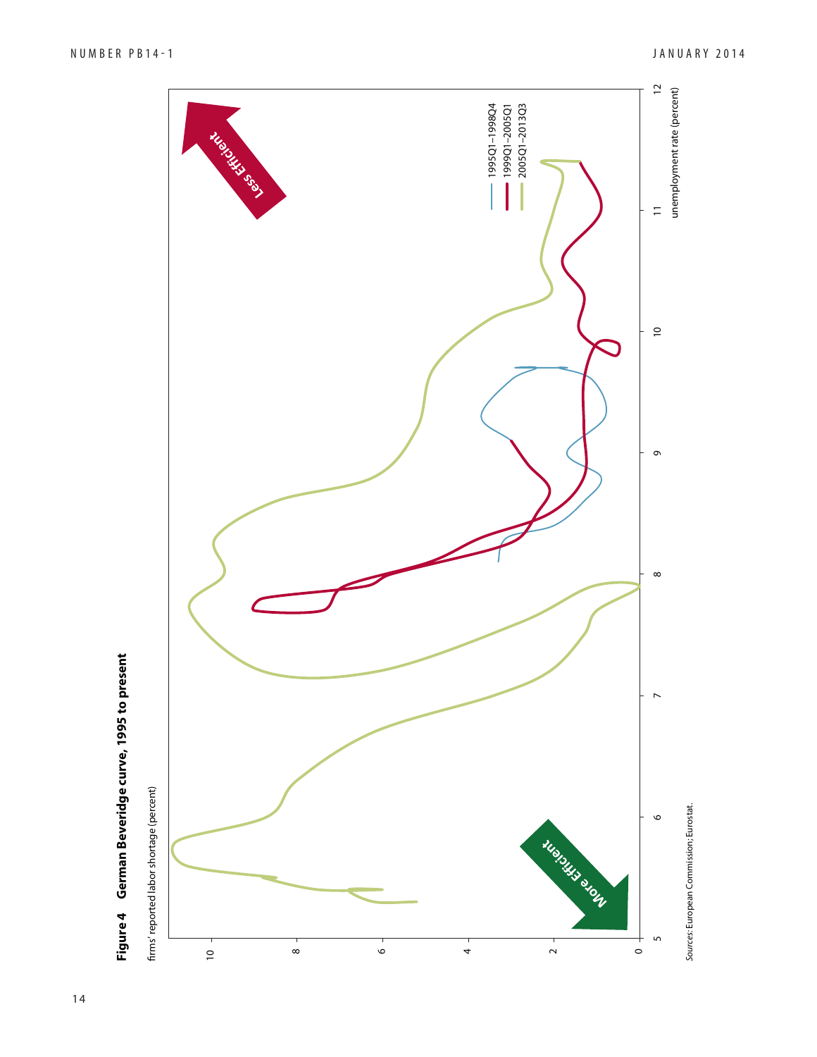**Figure 4 German Beveridge curve, 1995 to present**

firms' reported labor shortage (percent)

Sources: European Commission; Eurostat.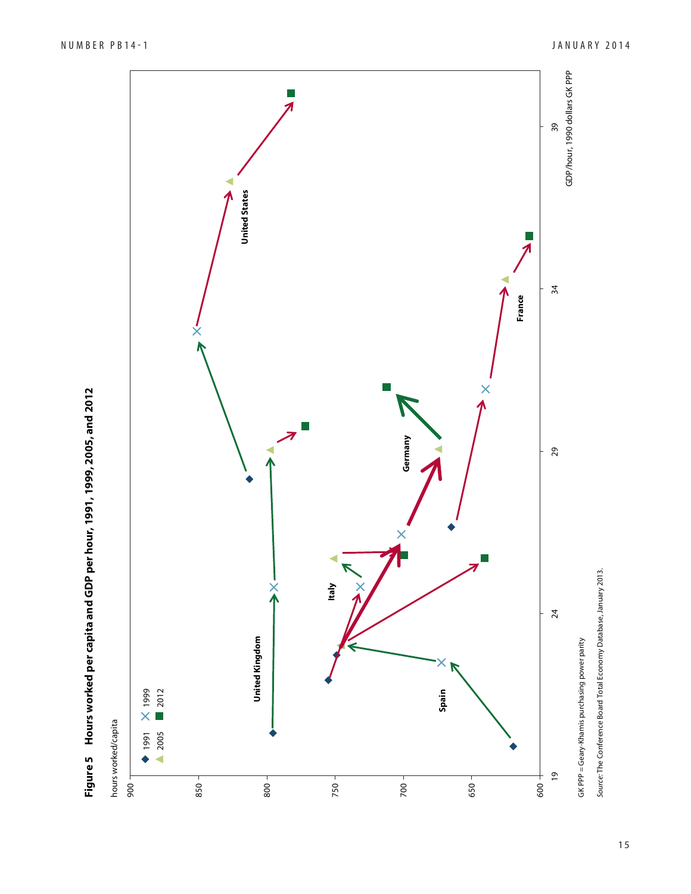**Figure 5 Hours worked per capita and GDP per hour, 1991, 1999, 2005, and 2012**

hours worked/capita

◆ 1991 × 1999 ▲ 2005 ■ 2012

United States

United Kingdom

Italy

Germany

Spain

France

GDP/hour, 1990 dollars GK PPP

GK PPP = Geary-Khamis purchasing power parity

*Source:* The Conference Board Total Economy Database, January 2013.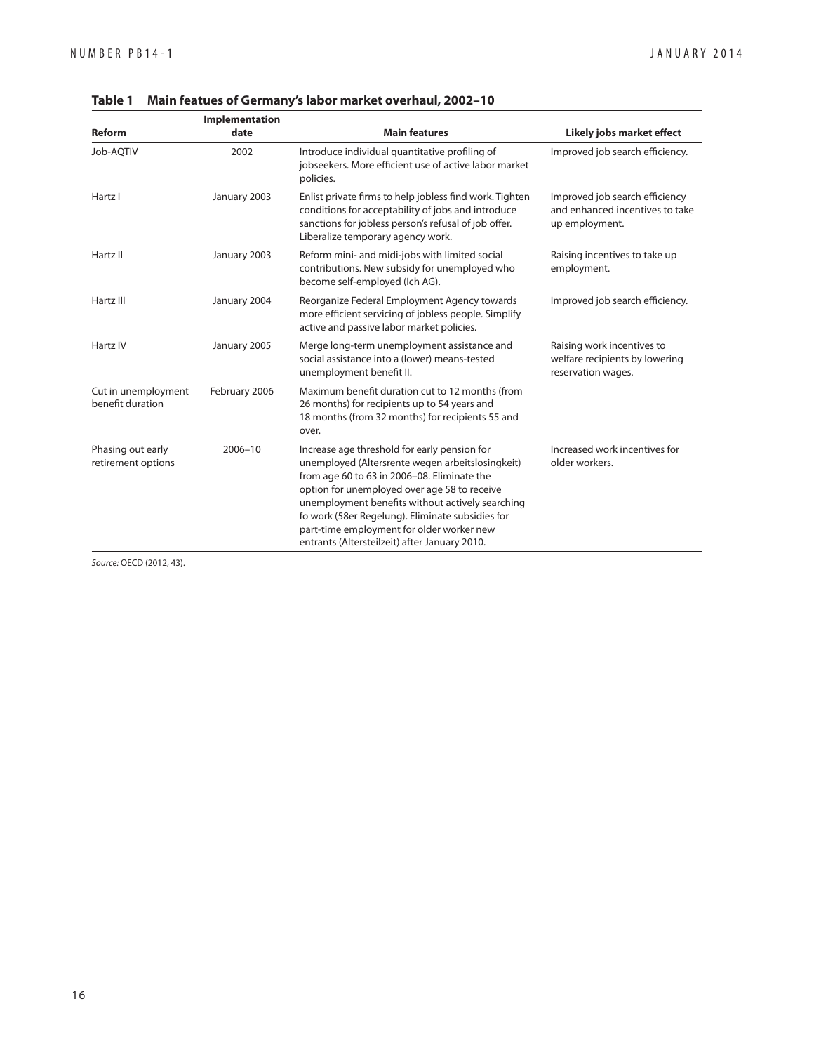**Table 1 Main featues of Germany's labor market overhaul, 2002–10**

| Reform | Implementation date | Main features | Likely jobs market effect |
|---|---|---|---|
| Job-AQTIV | 2002 | Introduce individual quantitative profiling of jobseekers. More efficient use of active labor market policies. | Improved job search efficiency. |
| Hartz I | January 2003 | Enlist private firms to help jobless find work. Tighten conditions for acceptability of jobs and introduce sanctions for jobless person's refusal of job offer. Liberalize temporary agency work. | Improved job search efficiency and enhanced incentives to take up employment. |
| Hartz II | January 2003 | Reform mini- and midi-jobs with limited social contributions. New subsidy for unemployed who become self-employed (Ich AG). | Raising incentives to take up employment. |
| Hartz III | January 2004 | Reorganize Federal Employment Agency towards more efficient servicing of jobless people. Simplify active and passive labor market policies. | Improved job search efficiency. |
| Hartz IV | January 2005 | Merge long-term unemployment assistance and social assistance into a (lower) means-tested unemployment benefit II. | Raising work incentives to welfare recipients by lowering reservation wages. |
| Cut in unemployment benefit duration | February 2006 | Maximum benefit duration cut to 12 months (from 26 months) for recipients up to 54 years and 18 months (from 32 months) for recipients 55 and over. | |
| Phasing out early retirement options | 2006–10 | Increase age threshold for early pension for unemployed (Altersrente wegen arbeitslosingkeit) from age 60 to 63 in 2006–08. Eliminate the option for unemployed over age 58 to receive unemployment benefits without actively searching fo work (58er Regelung). Eliminate subsidies for part-time employment for older worker new entrants (Altersteilzeit) after January 2010. | Increased work incentives for older workers. |

*Source:* OECD (2012, 43).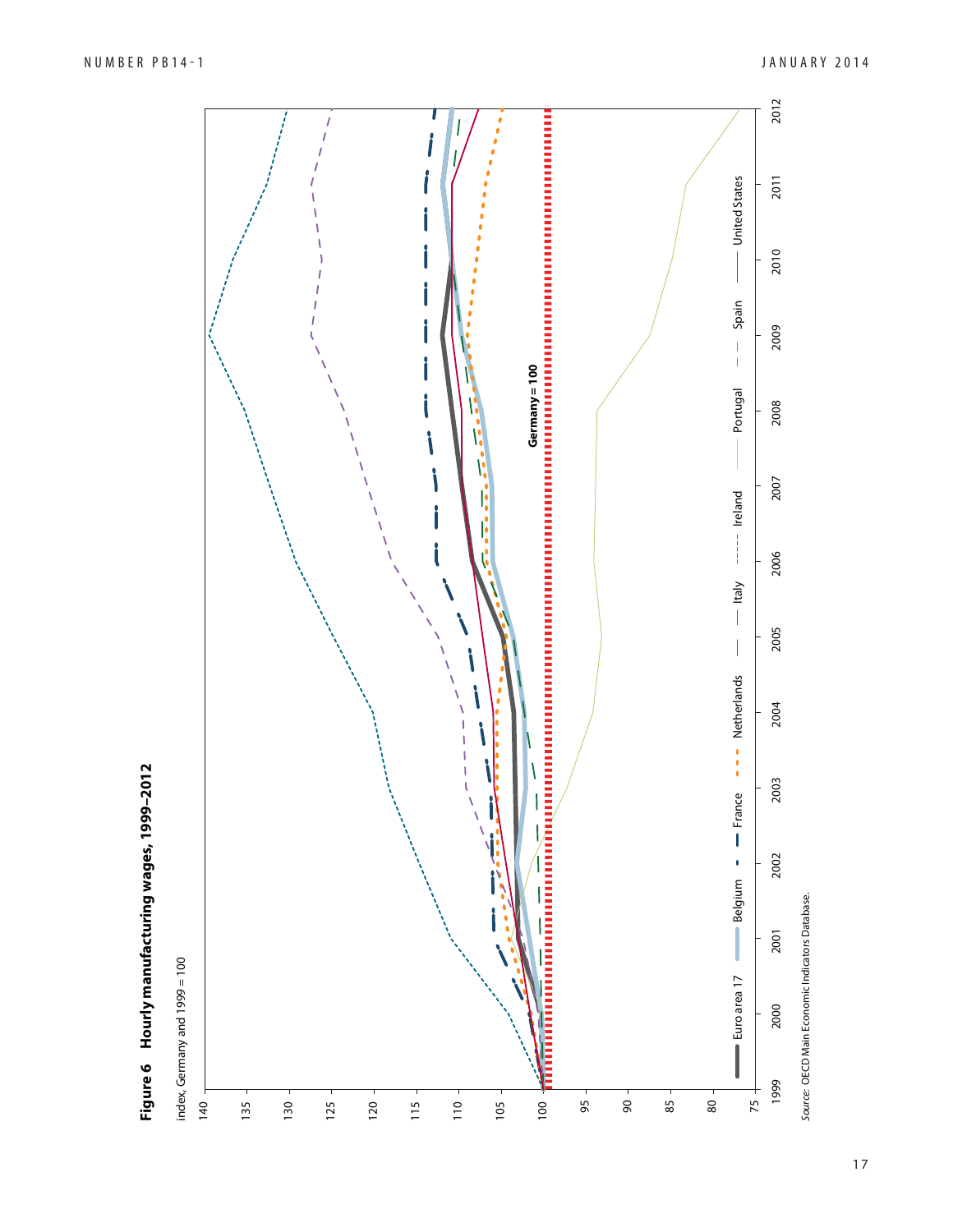**Figure 6 Hourly manufacturing wages, 1999–2012**

index, Germany and 1999 = 100

*Source:* OECD Main Economic Indicators Database.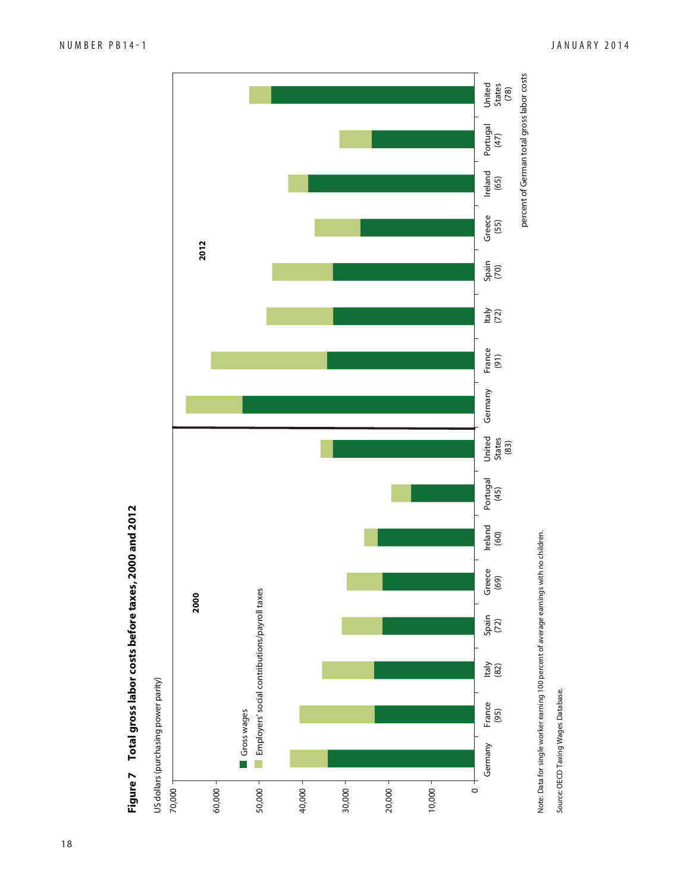**Figure 7 Total gross labor costs before taxes, 2000 and 2012**

US dollars (purchasing power parity)

Legend: Gross wages; Employers' social contributions/payroll taxes

2000: Germany, France (95), Italy (82), Spain (72), Greece (69), Ireland (60), Portugal (45), United States (83)

2012: Germany, France (91), Italy (72), Spain (70), Greece (55), Ireland (65), Portugal (47), United States (78)

percent of German total gross labor costs

Note: Data for single worker earning 100 percent of average earnings with no children.

*Source:* OECD Taxing Wages Database.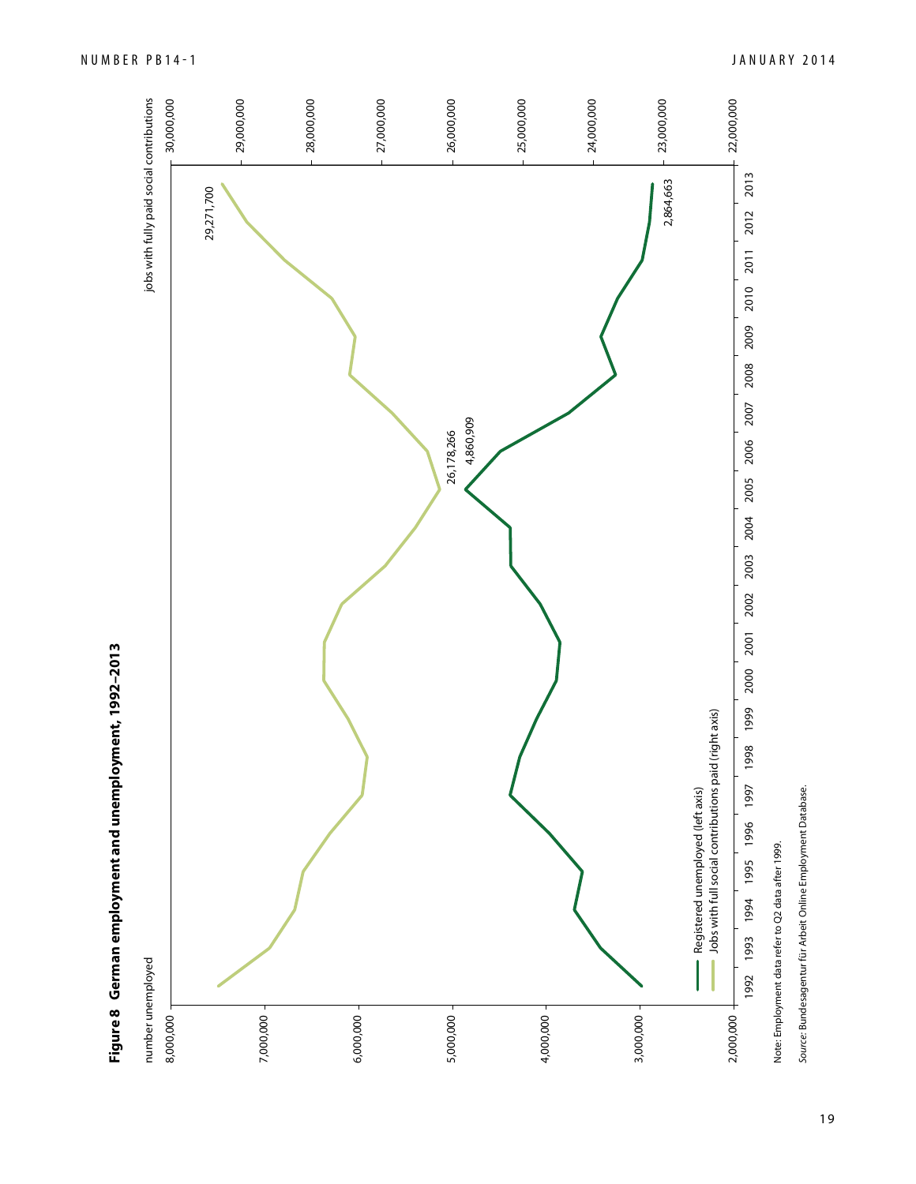**Figure 8 German employment and unemployment, 1992–2013**

number unemployed

jobs with fully paid social contributions

Left axis: 2,000,000; 3,000,000; 4,000,000; 5,000,000; 6,000,000; 7,000,000; 8,000,000

Right axis: 22,000,000; 23,000,000; 24,000,000; 25,000,000; 26,000,000; 27,000,000; 28,000,000; 29,000,000; 30,000,000

Years: 1992, 1993, 1994, 1995, 1996, 1997, 1998, 1999, 2000, 2001, 2002, 2003, 2004, 2005, 2006, 2007, 2008, 2009, 2010, 2011, 2012, 2013

Data labels: 26,178,266; 4,860,909; 29,271,700; 2,864,663

Registered unemployed (left axis)

Jobs with full social contributions paid (right axis)

Note: Employment data refer to Q2 data after 1999.

*Source:* Bundesagentur für Arbeit Online Employment Database.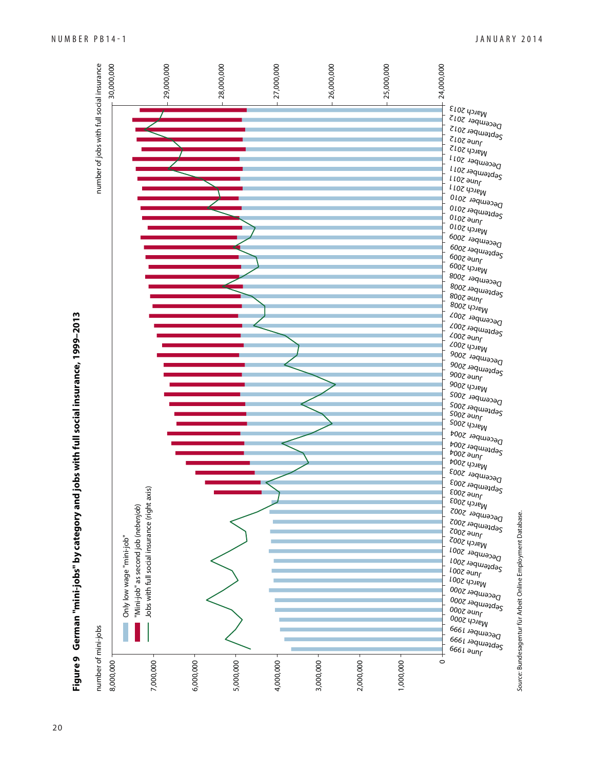**Figure 9  German "mini-jobs" by category and jobs with full social insurance, 1999–2013**

number of mini-jobs

number of jobs with full social insurance

Only low wage "mini-job"

"Mini-job" as second job (*nebenjob*)

Jobs with full social insurance (right axis)

*Source:* Bundesagentur für Arbeit Online Employment Database.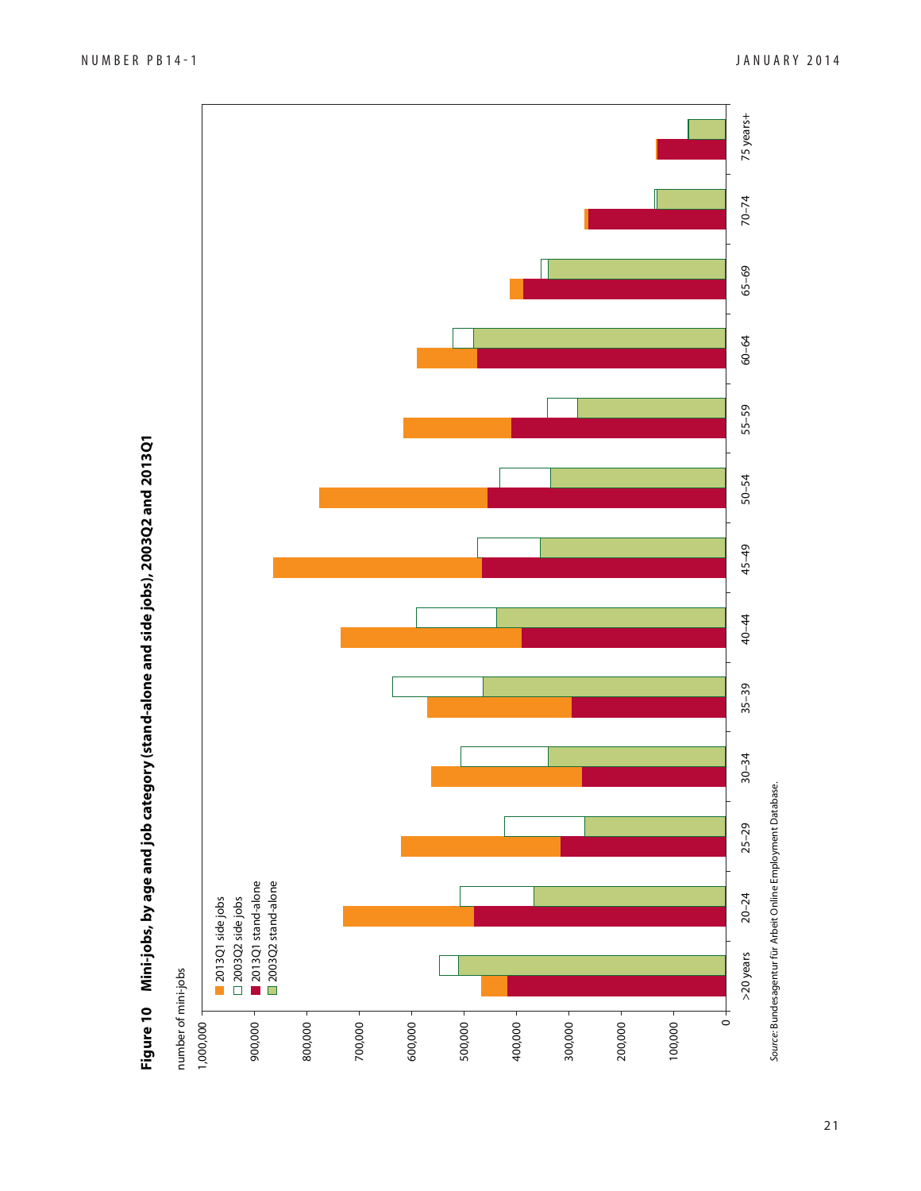**Figure 10 Mini-jobs, by age and job category (stand-alone and side jobs), 2003Q2 and 2013Q1**

number of mini-jobs

- 2013Q1 side jobs
- 2003Q2 side jobs
- 2013Q1 stand-alone
- 2003Q2 stand-alone

Age categories: >20 years, 20–24, 25–29, 30–34, 35–39, 40–44, 45–49, 50–54, 55–59, 60–64, 65–69, 70–74, 75 years+

Axis: 0, 100,000, 200,000, 300,000, 400,000, 500,000, 600,000, 700,000, 800,000, 900,000, 1,000,000

*Source:* Bundesagentur für Arbeit Online Employment Database.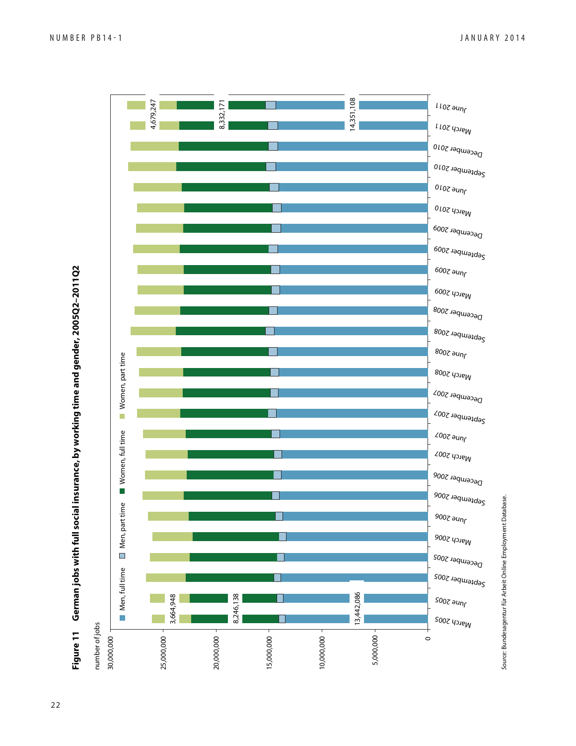**Figure 11 German jobs with full social insurance, by working time and gender, 2005Q2–2011Q2**

number of jobs

Legend: Men, full time; Men, part time; Women, full time; Women, part time

Y-axis: 0; 5,000,000; 10,000,000; 15,000,000; 20,000,000; 25,000,000; 30,000,000

X-axis: March 2005, June 2005, September 2005, December 2005, March 2006, June 2006, September 2006, December 2006, March 2007, June 2007, September 2007, December 2007, March 2008, June 2008, September 2008, December 2008, March 2009, June 2009, September 2009, December 2009, March 2010, June 2010, September 2010, December 2010, March 2011, June 2011

Labels: March 2005: 13,442,086; 8,246,138; 3,664,948. June 2011: 14,351,108; 8,332,171; 4,679,247.

*Source:* Bundesagentur für Arbeit Online Employment Database.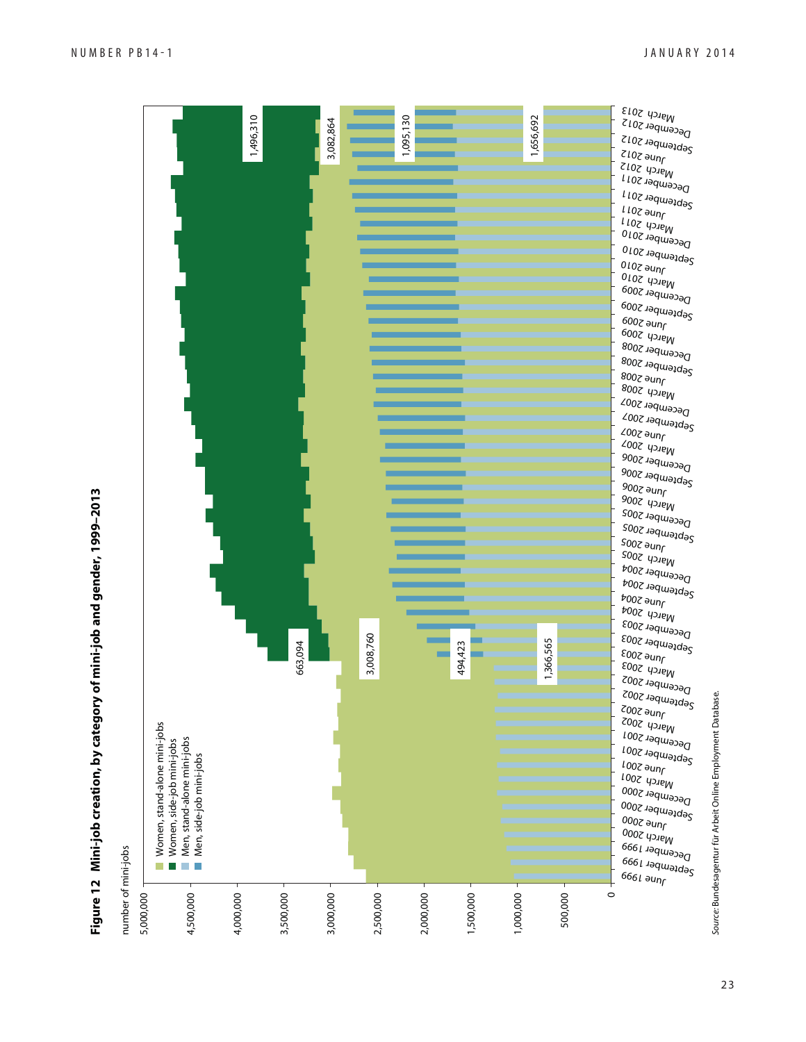**Figure 12 Mini-job creation, by category of mini-job and gender, 1999–2013**

number of mini-jobs

- Women, stand-alone mini-jobs
- Women, side-job mini-jobs
- Men, stand-alone mini-jobs
- Men, side-job mini-jobs

Data labels (March 2003): 663,094; 3,008,760; 494,423; 1,366,565

Data labels (March 2013): 1,496,310; 3,082,864; 1,095,130; 1,656,692

*Source*: Bundesagentur für Arbeit Online Employment Database.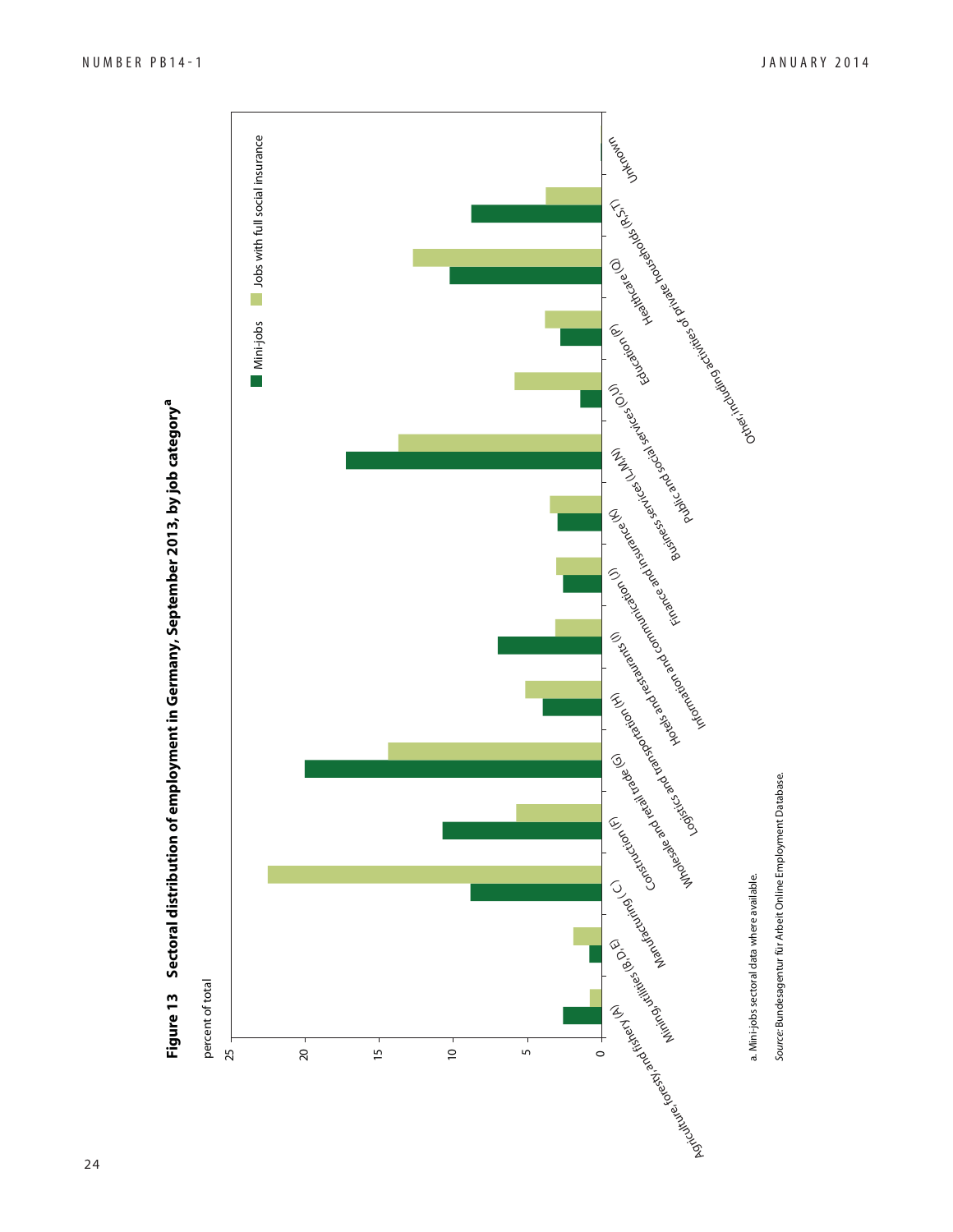**Figure 13 Sectoral distribution of employment in Germany, September 2013, by job category[a]**

percent of total

Legend: Mini-jobs; Jobs with full social insurance

Y-axis: 0, 5, 10, 15, 20, 25

Categories: Agriculture, forestry, and fishery (A); Mining, utilities (B, D, E); Manufacturing (C); Construction (F); Wholesale and retail trade (G); Logistics and transportation (H); Hotels and restaurants (I); Information and communication (J); Finance and insurance (K); Business services (L, M, N); Public and social services (O, U); Education (P); Healthcare (Q); Other, including activities of private households (R, S, T); Unknown

a. Mini-jobs sectoral data where available.

*Source:* Bundesagentur für Arbeit Online Employment Database.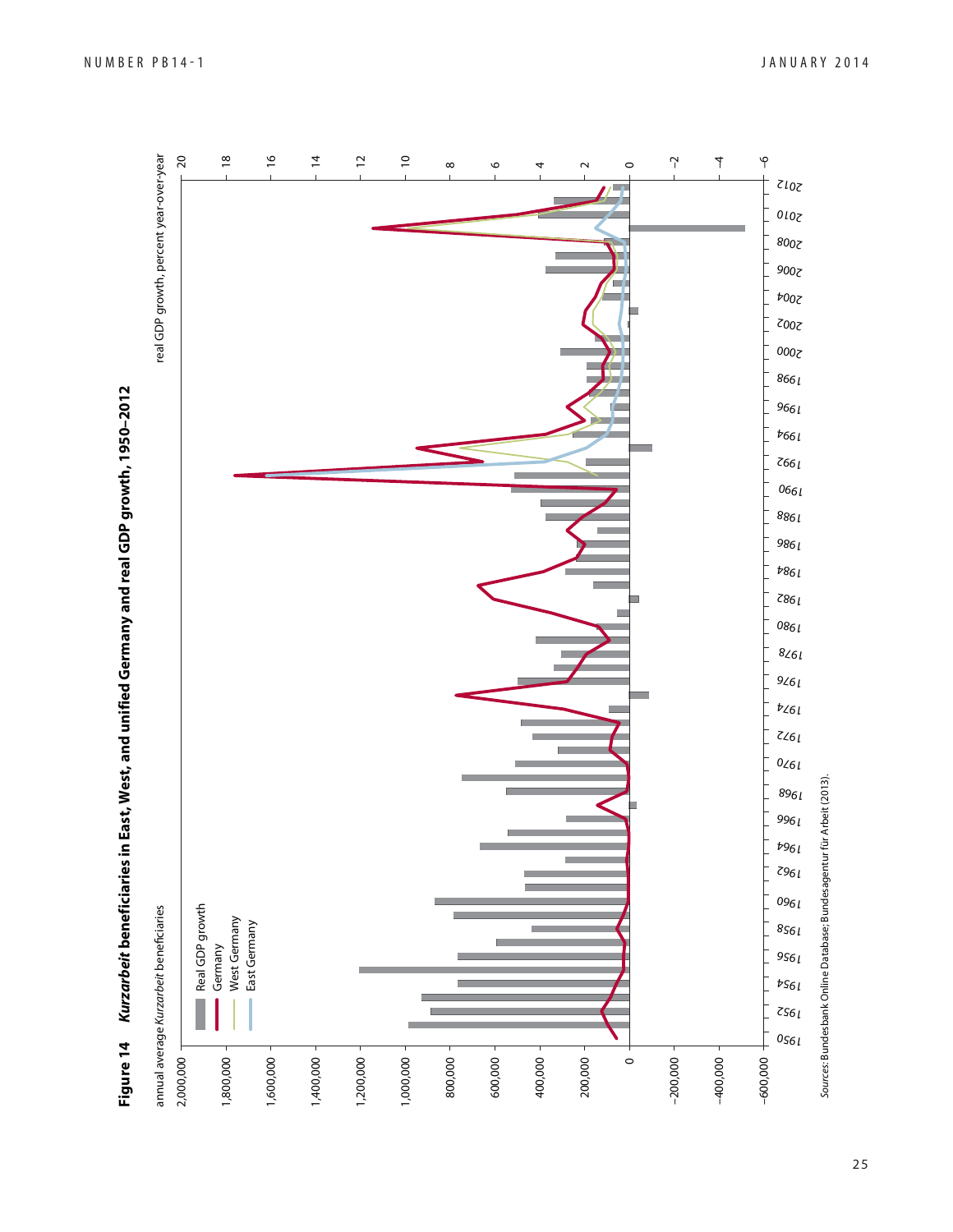**Figure 14** ***Kurzarbeit* beneficiaries in East, West, and unified Germany and real GDP growth, 1950–2012**

annual average *Kurzarbeit* beneficiaries

real GDP growth, percent year-over-year

2,000,000
1,800,000
1,600,000
1,400,000
1,200,000
1,000,000
800,000
600,000
400,000
200,000
0
–200,000
–400,000
–600,000

20
18
16
14
12
10
8
6
4
2
0
–2
–4
–6

1950 1952 1954 1956 1958 1960 1962 1964 1966 1968 1970 1972 1974 1976 1978 1980 1982 1984 1986 1988 1990 1992 1994 1996 1998 2000 2002 2004 2006 2008 2010 2012

Real GDP growth
Germany
West Germany
East Germany

*Sources:* Bundesbank Online Database; Bundesagentur für Arbeit (2013).